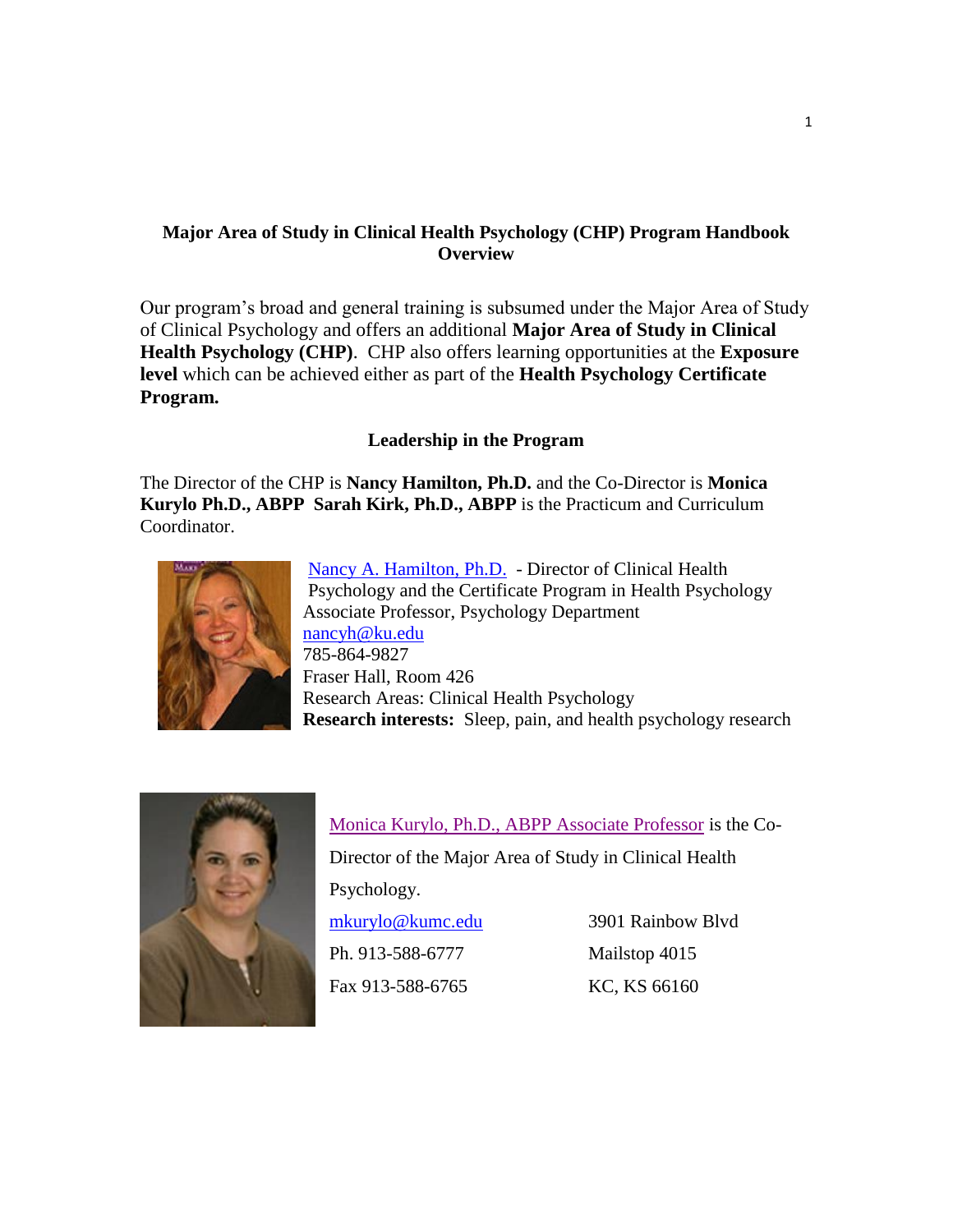# Major Area of Study in Clinical Health Psychology (CHP) Program Handbook Overview

Our program's broad and general training is subsumed under the Major Area of Study of Clinical Psychology and offers an additional **Major Area of Study in Clinical Health Psychology (CHP)**. CHP also offers learning opportunities at the **Exposure level** which can be achieved either as part of the **Health Psychology Certificate Program.**

## Leadership in the Program

The Director of the CHP is **Nancy Hamilton, Ph.D.** and the Co-Director is **Monica Kurylo Ph.D., ABPP** **Sarah Kirk, Ph.D., ABPP** is the Practicum and Curriculum Coordinator.

Nancy A. Hamilton, Ph.D. - Director of Clinical Health Psychology and the Certificate Program in Health Psychology
Associate Professor, Psychology Department
nancyh@ku.edu
785-864-9827
Fraser Hall, Room 426
Research Areas: Clinical Health Psychology
**Research interests:** Sleep, pain, and health psychology research

Monica Kurylo, Ph.D., ABPP Associate Professor is the Co-Director of the Major Area of Study in Clinical Health Psychology.

mkurylo@kumc.edu
Ph. 913-588-6777
Fax 913-588-6765

3901 Rainbow Blvd
Mailstop 4015
KC, KS 66160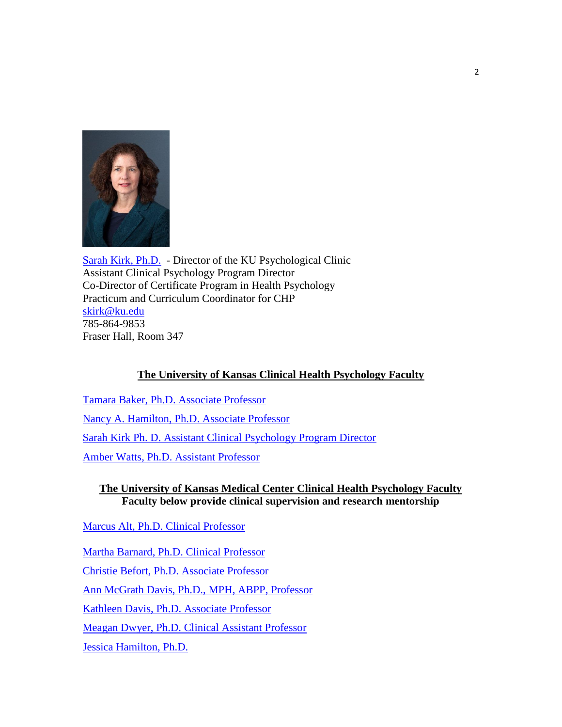Sarah Kirk, Ph.D. - Director of the KU Psychological Clinic
Assistant Clinical Psychology Program Director
Co-Director of Certificate Program in Health Psychology
Practicum and Curriculum Coordinator for CHP
skirk@ku.edu
785-864-9853
Fraser Hall, Room 347

## The University of Kansas Clinical Health Psychology Faculty

Tamara Baker, Ph.D. Associate Professor

Nancy A. Hamilton, Ph.D. Associate Professor

Sarah Kirk Ph. D. Assistant Clinical Psychology Program Director

Amber Watts, Ph.D. Assistant Professor

## The University of Kansas Medical Center Clinical Health Psychology Faculty

**Faculty below provide clinical supervision and research mentorship**

Marcus Alt, Ph.D. Clinical Professor

Martha Barnard, Ph.D. Clinical Professor

Christie Befort, Ph.D. Associate Professor

Ann McGrath Davis, Ph.D., MPH, ABPP, Professor

Kathleen Davis, Ph.D. Associate Professor

Meagan Dwyer, Ph.D. Clinical Assistant Professor

Jessica Hamilton, Ph.D.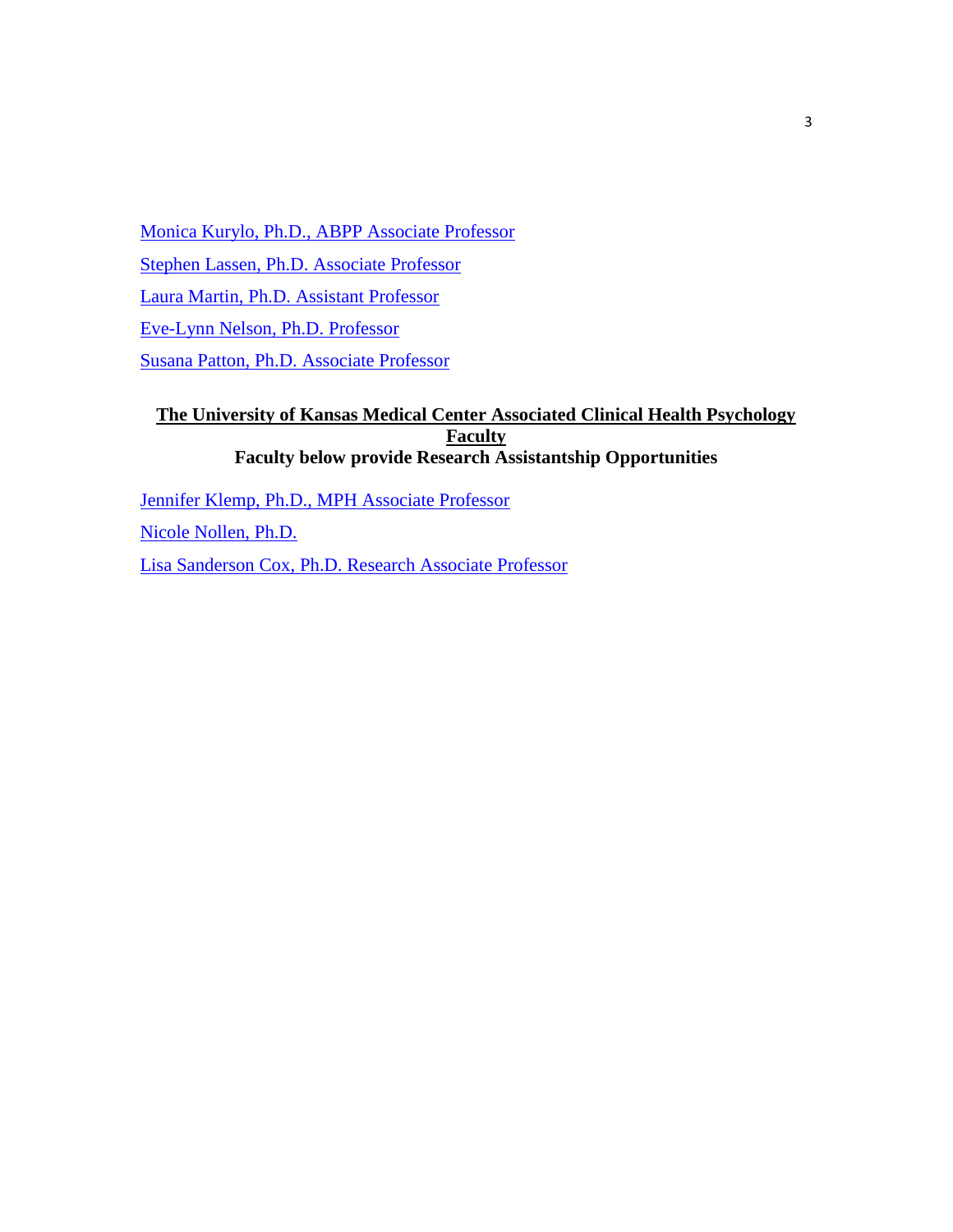Monica Kurylo, Ph.D., ABPP Associate Professor

Stephen Lassen, Ph.D. Associate Professor

Laura Martin, Ph.D. Assistant Professor

Eve-Lynn Nelson, Ph.D. Professor

Susana Patton, Ph.D. Associate Professor

## The University of Kansas Medical Center Associated Clinical Health Psychology Faculty

**Faculty below provide Research Assistantship Opportunities**

Jennifer Klemp, Ph.D., MPH Associate Professor

Nicole Nollen, Ph.D.

Lisa Sanderson Cox, Ph.D. Research Associate Professor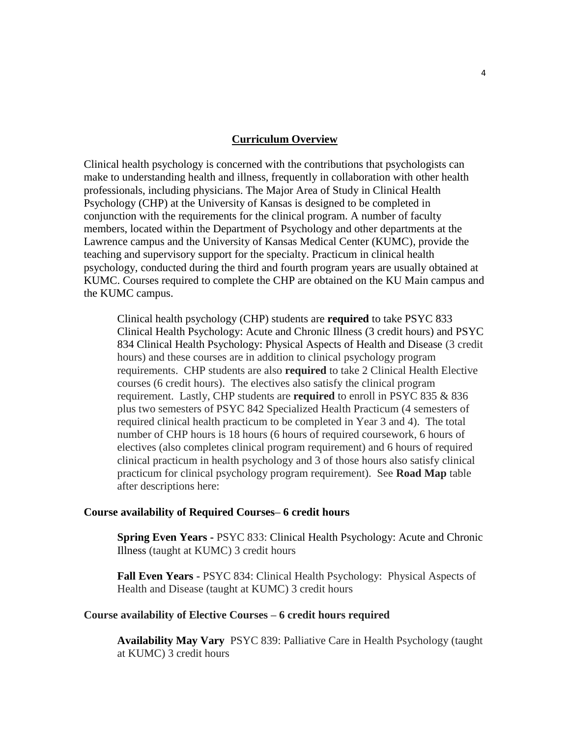## Curriculum Overview

Clinical health psychology is concerned with the contributions that psychologists can make to understanding health and illness, frequently in collaboration with other health professionals, including physicians. The Major Area of Study in Clinical Health Psychology (CHP) at the University of Kansas is designed to be completed in conjunction with the requirements for the clinical program. A number of faculty members, located within the Department of Psychology and other departments at the Lawrence campus and the University of Kansas Medical Center (KUMC), provide the teaching and supervisory support for the specialty. Practicum in clinical health psychology, conducted during the third and fourth program years are usually obtained at KUMC. Courses required to complete the CHP are obtained on the KU Main campus and the KUMC campus.

> Clinical health psychology (CHP) students are **required** to take PSYC 833 Clinical Health Psychology: Acute and Chronic Illness (3 credit hours) and PSYC 834 Clinical Health Psychology: Physical Aspects of Health and Disease (3 credit hours) and these courses are in addition to clinical psychology program requirements. CHP students are also **required** to take 2 Clinical Health Elective courses (6 credit hours). The electives also satisfy the clinical program requirement. Lastly, CHP students are **required** to enroll in PSYC 835 & 836 plus two semesters of PSYC 842 Specialized Health Practicum (4 semesters of required clinical health practicum to be completed in Year 3 and 4). The total number of CHP hours is 18 hours (6 hours of required coursework, 6 hours of electives (also completes clinical program requirement) and 6 hours of required clinical practicum in health psychology and 3 of those hours also satisfy clinical practicum for clinical psychology program requirement). See **Road Map** table after descriptions here:

**Course availability of Required Courses– 6 credit hours**

> **Spring Even Years -** PSYC 833: Clinical Health Psychology: Acute and Chronic Illness (taught at KUMC) 3 credit hours
>
> **Fall Even Years** - PSYC 834: Clinical Health Psychology: Physical Aspects of Health and Disease (taught at KUMC) 3 credit hours

**Course availability of Elective Courses – 6 credit hours required**

> **Availability May Vary** PSYC 839: Palliative Care in Health Psychology (taught at KUMC) 3 credit hours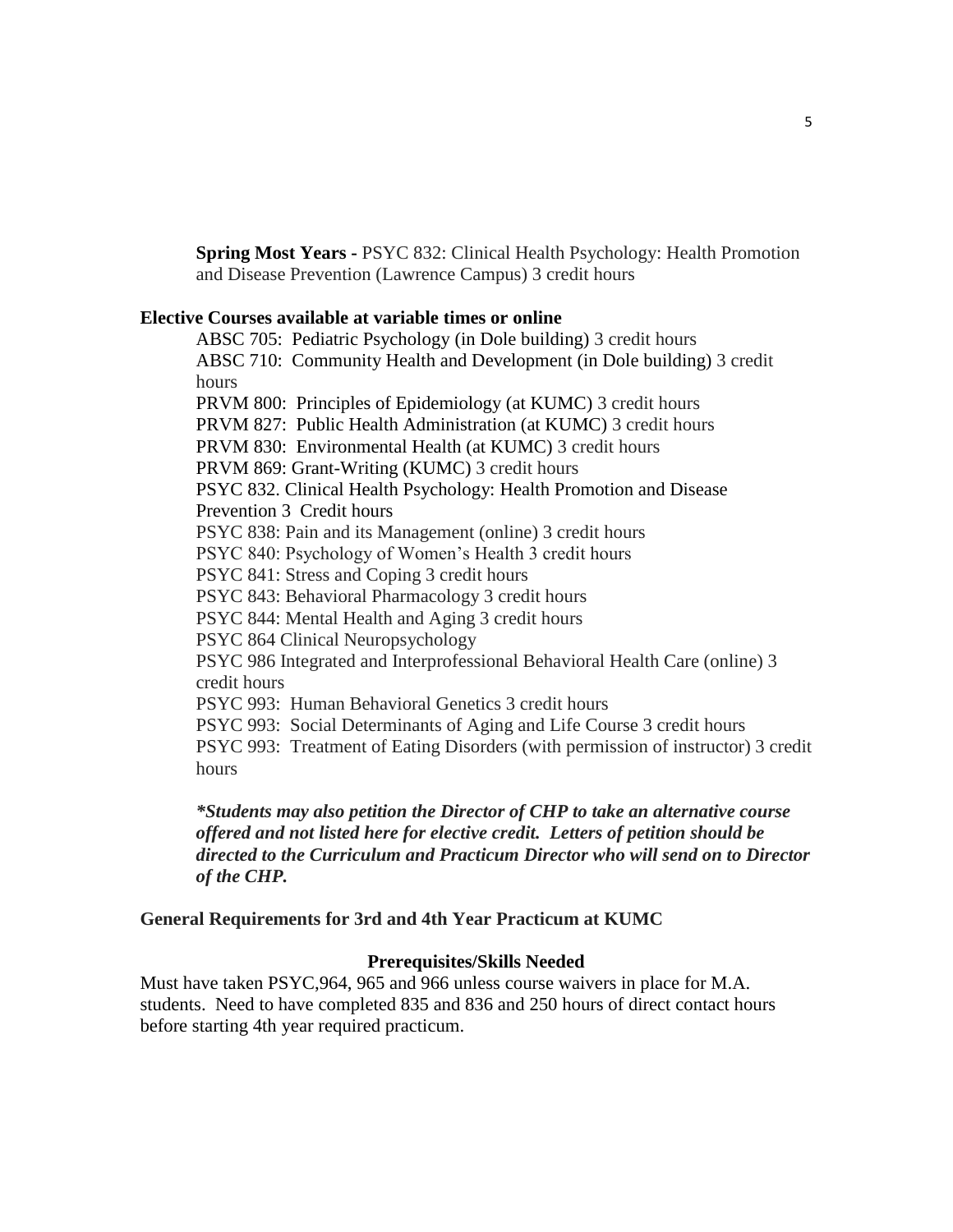**Spring Most Years -** PSYC 832: Clinical Health Psychology: Health Promotion and Disease Prevention (Lawrence Campus) 3 credit hours

**Elective Courses available at variable times or online**

ABSC 705: Pediatric Psychology (in Dole building) 3 credit hours
ABSC 710: Community Health and Development (in Dole building) 3 credit hours
PRVM 800: Principles of Epidemiology (at KUMC) 3 credit hours
PRVM 827: Public Health Administration (at KUMC) 3 credit hours
PRVM 830: Environmental Health (at KUMC) 3 credit hours
PRVM 869: Grant-Writing (KUMC) 3 credit hours
PSYC 832. Clinical Health Psychology: Health Promotion and Disease Prevention 3 Credit hours
PSYC 838: Pain and its Management (online) 3 credit hours
PSYC 840: Psychology of Women's Health 3 credit hours
PSYC 841: Stress and Coping 3 credit hours
PSYC 843: Behavioral Pharmacology 3 credit hours
PSYC 844: Mental Health and Aging 3 credit hours
PSYC 864 Clinical Neuropsychology
PSYC 986 Integrated and Interprofessional Behavioral Health Care (online) 3 credit hours
PSYC 993: Human Behavioral Genetics 3 credit hours
PSYC 993: Social Determinants of Aging and Life Course 3 credit hours
PSYC 993: Treatment of Eating Disorders (with permission of instructor) 3 credit hours

***\*Students may also petition the Director of CHP to take an alternative course offered and not listed here for elective credit. Letters of petition should be directed to the Curriculum and Practicum Director who will send on to Director of the CHP.***

**General Requirements for 3rd and 4th Year Practicum at KUMC**

**Prerequisites/Skills Needed**

Must have taken PSYC,964, 965 and 966 unless course waivers in place for M.A. students. Need to have completed 835 and 836 and 250 hours of direct contact hours before starting 4th year required practicum.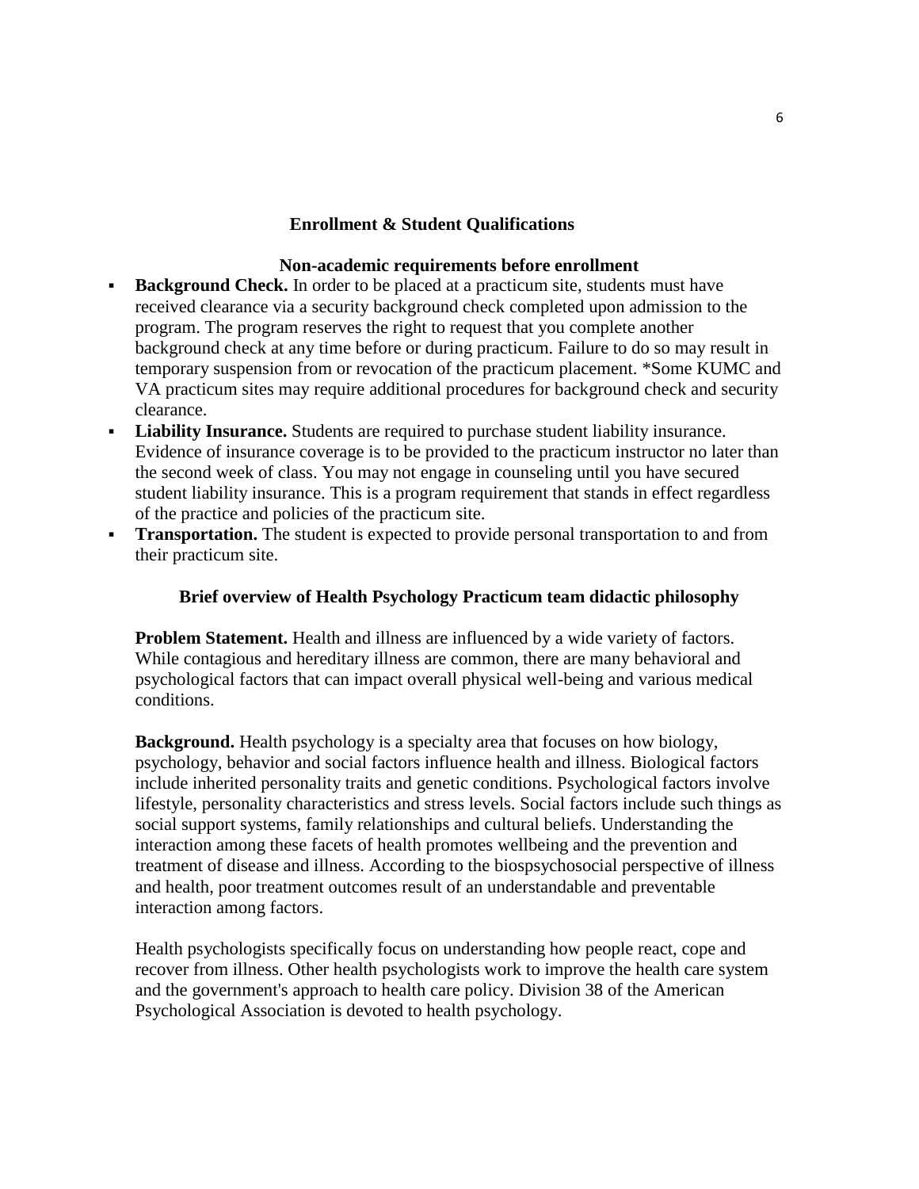## Enrollment & Student Qualifications

### Non-academic requirements before enrollment

- **Background Check.** In order to be placed at a practicum site, students must have received clearance via a security background check completed upon admission to the program. The program reserves the right to request that you complete another background check at any time before or during practicum. Failure to do so may result in temporary suspension from or revocation of the practicum placement. *Some KUMC and VA practicum sites may require additional procedures for background check and security clearance.
- **Liability Insurance.** Students are required to purchase student liability insurance. Evidence of insurance coverage is to be provided to the practicum instructor no later than the second week of class. You may not engage in counseling until you have secured student liability insurance. This is a program requirement that stands in effect regardless of the practice and policies of the practicum site.
- **Transportation.** The student is expected to provide personal transportation to and from their practicum site.

### Brief overview of Health Psychology Practicum team didactic philosophy

**Problem Statement.** Health and illness are influenced by a wide variety of factors. While contagious and hereditary illness are common, there are many behavioral and psychological factors that can impact overall physical well-being and various medical conditions.

**Background.** Health psychology is a specialty area that focuses on how biology, psychology, behavior and social factors influence health and illness. Biological factors include inherited personality traits and genetic conditions. Psychological factors involve lifestyle, personality characteristics and stress levels. Social factors include such things as social support systems, family relationships and cultural beliefs. Understanding the interaction among these facets of health promotes wellbeing and the prevention and treatment of disease and illness. According to the biospsychosocial perspective of illness and health, poor treatment outcomes result of an understandable and preventable interaction among factors.

Health psychologists specifically focus on understanding how people react, cope and recover from illness. Other health psychologists work to improve the health care system and the government's approach to health care policy. Division 38 of the American Psychological Association is devoted to health psychology.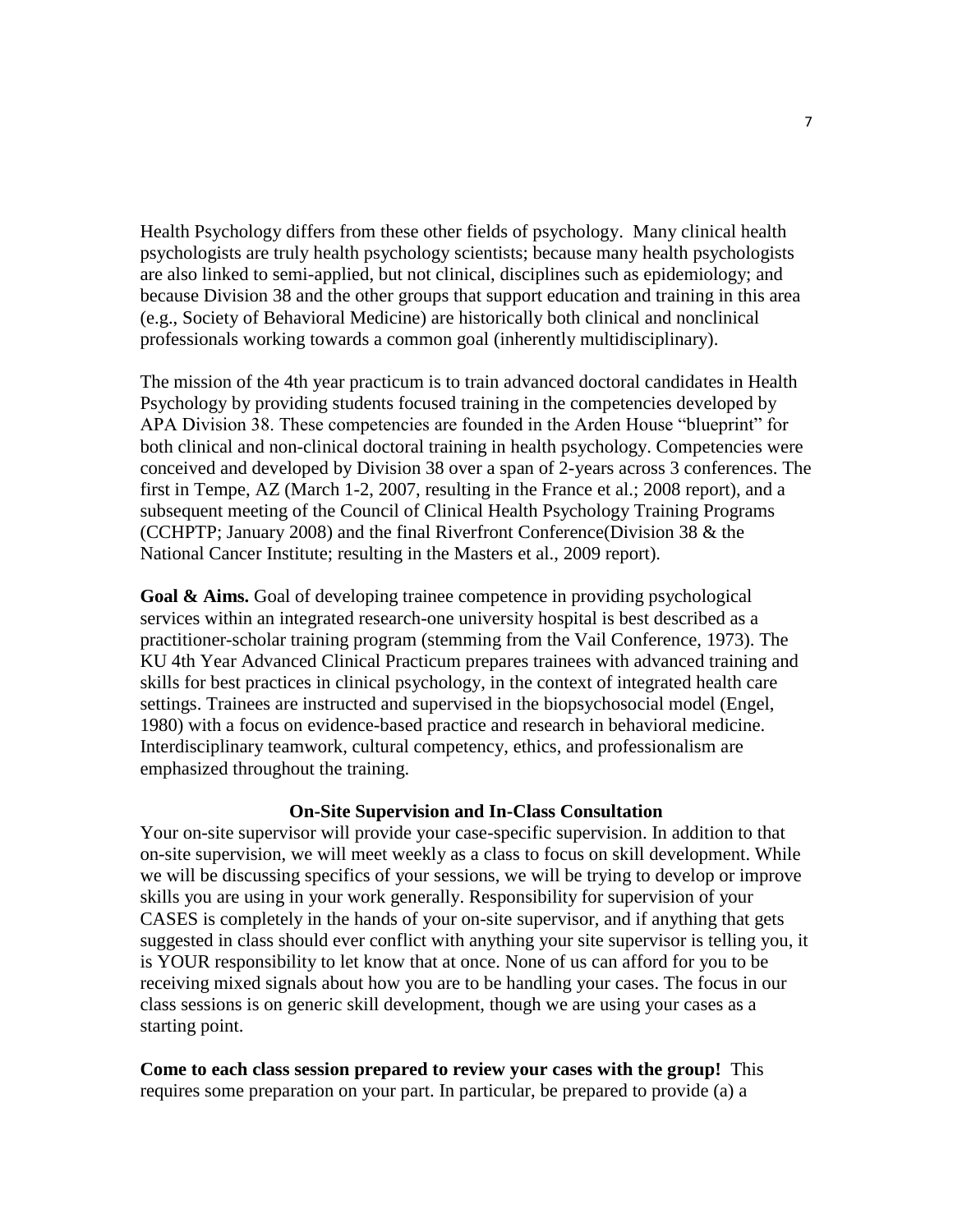Health Psychology differs from these other fields of psychology. Many clinical health psychologists are truly health psychology scientists; because many health psychologists are also linked to semi-applied, but not clinical, disciplines such as epidemiology; and because Division 38 and the other groups that support education and training in this area (e.g., Society of Behavioral Medicine) are historically both clinical and nonclinical professionals working towards a common goal (inherently multidisciplinary).

The mission of the 4th year practicum is to train advanced doctoral candidates in Health Psychology by providing students focused training in the competencies developed by APA Division 38. These competencies are founded in the Arden House "blueprint" for both clinical and non-clinical doctoral training in health psychology. Competencies were conceived and developed by Division 38 over a span of 2-years across 3 conferences. The first in Tempe, AZ (March 1-2, 2007, resulting in the France et al.; 2008 report), and a subsequent meeting of the Council of Clinical Health Psychology Training Programs (CCHPTP; January 2008) and the final Riverfront Conference(Division 38 & the National Cancer Institute; resulting in the Masters et al., 2009 report).

**Goal & Aims.** Goal of developing trainee competence in providing psychological services within an integrated research-one university hospital is best described as a practitioner-scholar training program (stemming from the Vail Conference, 1973). The KU 4th Year Advanced Clinical Practicum prepares trainees with advanced training and skills for best practices in clinical psychology, in the context of integrated health care settings. Trainees are instructed and supervised in the biopsychosocial model (Engel, 1980) with a focus on evidence-based practice and research in behavioral medicine. Interdisciplinary teamwork, cultural competency, ethics, and professionalism are emphasized throughout the training.

### On-Site Supervision and In-Class Consultation

Your on-site supervisor will provide your case-specific supervision. In addition to that on-site supervision, we will meet weekly as a class to focus on skill development. While we will be discussing specifics of your sessions, we will be trying to develop or improve skills you are using in your work generally. Responsibility for supervision of your CASES is completely in the hands of your on-site supervisor, and if anything that gets suggested in class should ever conflict with anything your site supervisor is telling you, it is YOUR responsibility to let know that at once. None of us can afford for you to be receiving mixed signals about how you are to be handling your cases. The focus in our class sessions is on generic skill development, though we are using your cases as a starting point.

**Come to each class session prepared to review your cases with the group!** This requires some preparation on your part. In particular, be prepared to provide (a) a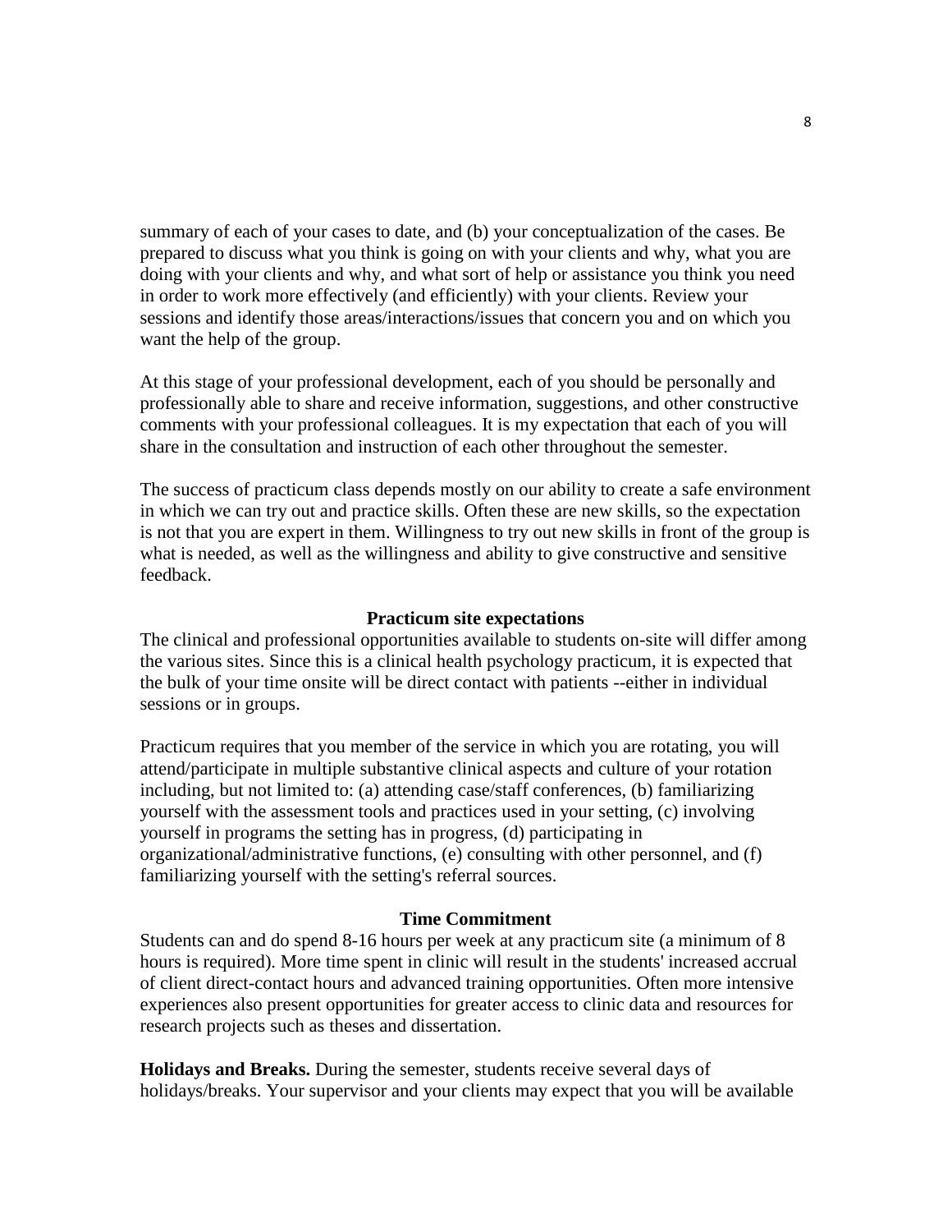summary of each of your cases to date, and (b) your conceptualization of the cases. Be prepared to discuss what you think is going on with your clients and why, what you are doing with your clients and why, and what sort of help or assistance you think you need in order to work more effectively (and efficiently) with your clients. Review your sessions and identify those areas/interactions/issues that concern you and on which you want the help of the group.

At this stage of your professional development, each of you should be personally and professionally able to share and receive information, suggestions, and other constructive comments with your professional colleagues. It is my expectation that each of you will share in the consultation and instruction of each other throughout the semester.

The success of practicum class depends mostly on our ability to create a safe environment in which we can try out and practice skills. Often these are new skills, so the expectation is not that you are expert in them. Willingness to try out new skills in front of the group is what is needed, as well as the willingness and ability to give constructive and sensitive feedback.

## Practicum site expectations

The clinical and professional opportunities available to students on-site will differ among the various sites. Since this is a clinical health psychology practicum, it is expected that the bulk of your time onsite will be direct contact with patients --either in individual sessions or in groups.

Practicum requires that you member of the service in which you are rotating, you will attend/participate in multiple substantive clinical aspects and culture of your rotation including, but not limited to: (a) attending case/staff conferences, (b) familiarizing yourself with the assessment tools and practices used in your setting, (c) involving yourself in programs the setting has in progress, (d) participating in organizational/administrative functions, (e) consulting with other personnel, and (f) familiarizing yourself with the setting's referral sources.

## Time Commitment

Students can and do spend 8-16 hours per week at any practicum site (a minimum of 8 hours is required). More time spent in clinic will result in the students' increased accrual of client direct-contact hours and advanced training opportunities. Often more intensive experiences also present opportunities for greater access to clinic data and resources for research projects such as theses and dissertation.

**Holidays and Breaks.** During the semester, students receive several days of holidays/breaks. Your supervisor and your clients may expect that you will be available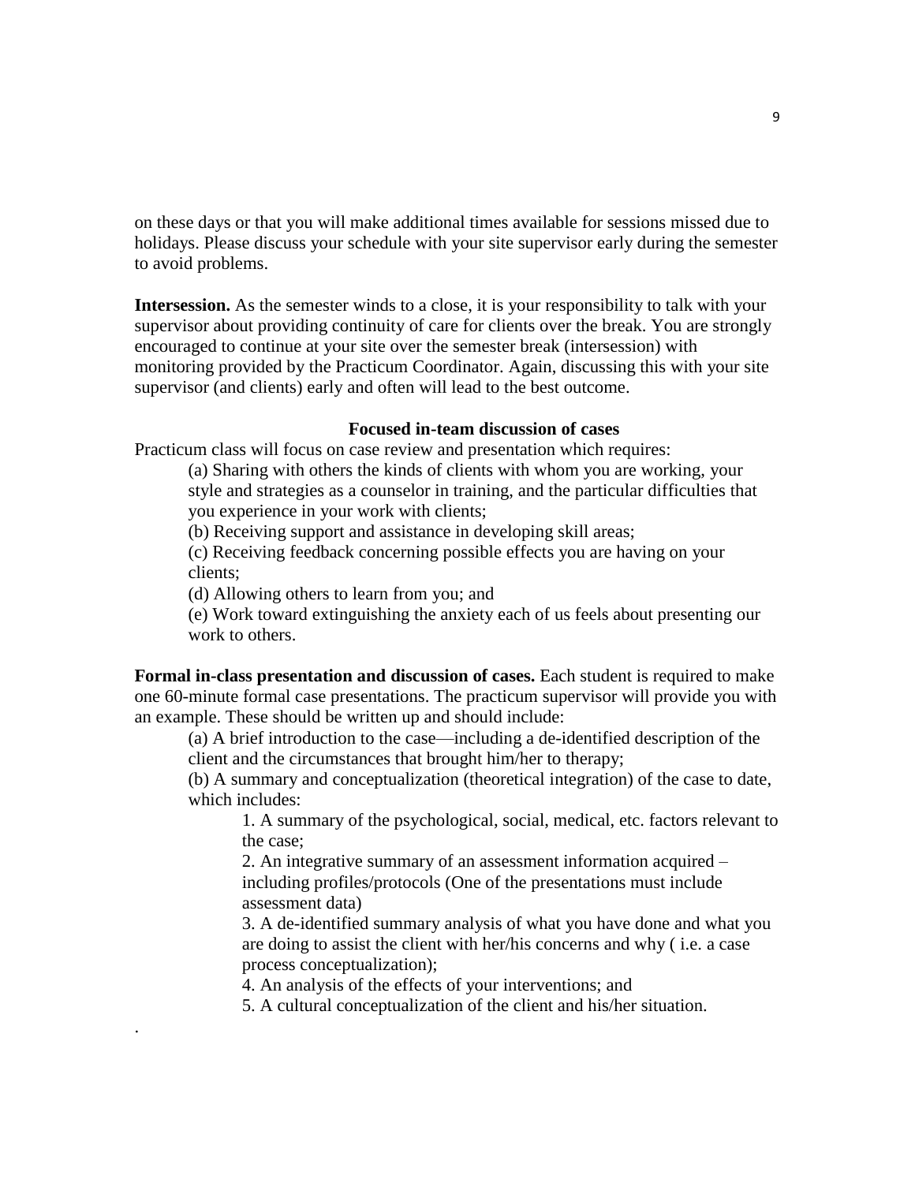on these days or that you will make additional times available for sessions missed due to holidays. Please discuss your schedule with your site supervisor early during the semester to avoid problems.

**Intersession.** As the semester winds to a close, it is your responsibility to talk with your supervisor about providing continuity of care for clients over the break. You are strongly encouraged to continue at your site over the semester break (intersession) with monitoring provided by the Practicum Coordinator. Again, discussing this with your site supervisor (and clients) early and often will lead to the best outcome.

### Focused in-team discussion of cases

Practicum class will focus on case review and presentation which requires:

> (a) Sharing with others the kinds of clients with whom you are working, your style and strategies as a counselor in training, and the particular difficulties that you experience in your work with clients;
>
> (b) Receiving support and assistance in developing skill areas;
>
> (c) Receiving feedback concerning possible effects you are having on your clients;
>
> (d) Allowing others to learn from you; and
>
> (e) Work toward extinguishing the anxiety each of us feels about presenting our work to others.

**Formal in-class presentation and discussion of cases.** Each student is required to make one 60-minute formal case presentations. The practicum supervisor will provide you with an example. These should be written up and should include:

> (a) A brief introduction to the case—including a de-identified description of the client and the circumstances that brought him/her to therapy;
>
> (b) A summary and conceptualization (theoretical integration) of the case to date, which includes:
>
> > 1. A summary of the psychological, social, medical, etc. factors relevant to the case;
> > 2. An integrative summary of an assessment information acquired – including profiles/protocols (One of the presentations must include assessment data)
> > 3. A de-identified summary analysis of what you have done and what you are doing to assist the client with her/his concerns and why ( i.e. a case process conceptualization);
> > 4. An analysis of the effects of your interventions; and
> > 5. A cultural conceptualization of the client and his/her situation.

.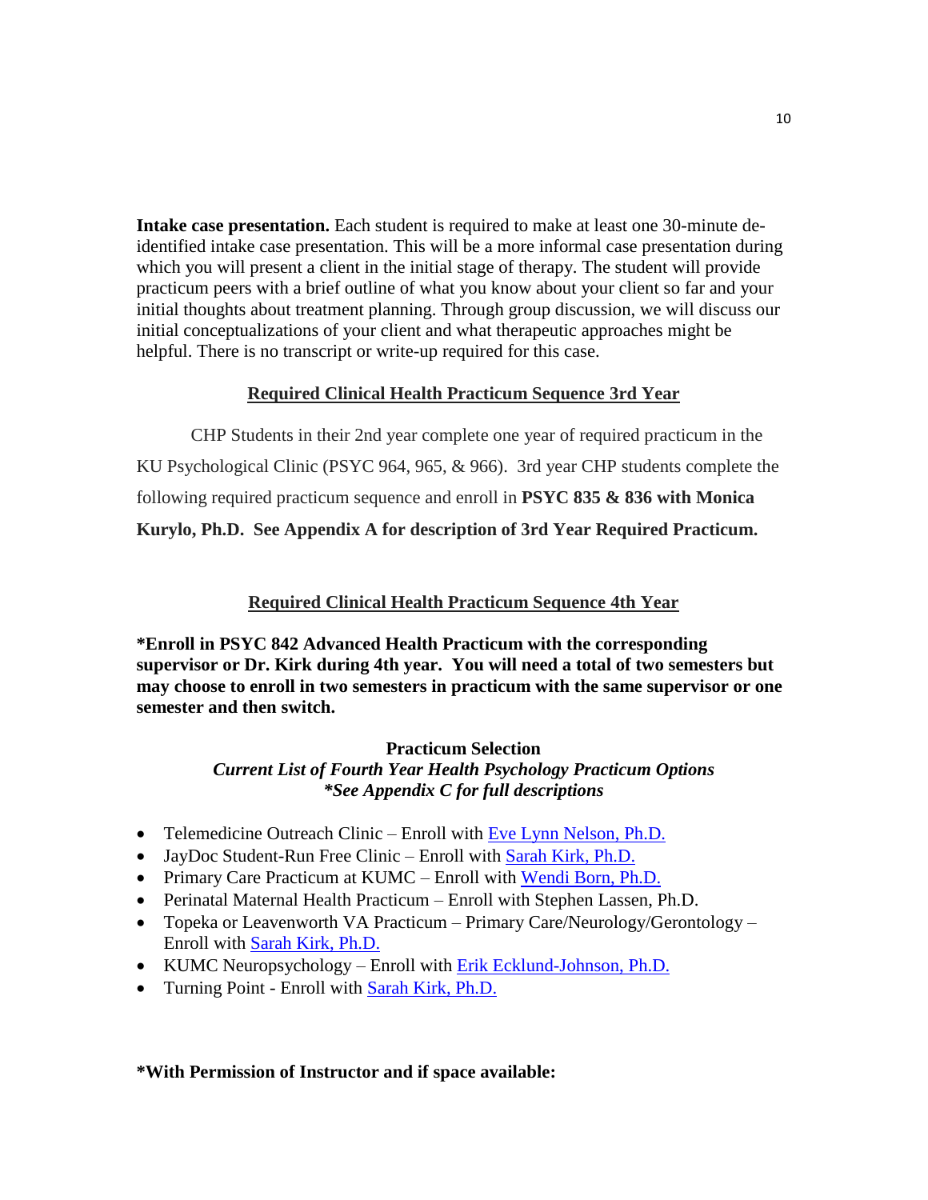**Intake case presentation.** Each student is required to make at least one 30-minute de-identified intake case presentation. This will be a more informal case presentation during which you will present a client in the initial stage of therapy. The student will provide practicum peers with a brief outline of what you know about your client so far and your initial thoughts about treatment planning. Through group discussion, we will discuss our initial conceptualizations of your client and what therapeutic approaches might be helpful. There is no transcript or write-up required for this case.

## Required Clinical Health Practicum Sequence 3rd Year

CHP Students in their 2nd year complete one year of required practicum in the KU Psychological Clinic (PSYC 964, 965, & 966). 3rd year CHP students complete the following required practicum sequence and enroll in **PSYC 835 & 836 with Monica Kurylo, Ph.D. See Appendix A for description of 3rd Year Required Practicum.**

## Required Clinical Health Practicum Sequence 4th Year

**\*Enroll in PSYC 842 Advanced Health Practicum with the corresponding supervisor or Dr. Kirk during 4th year. You will need a total of two semesters but may choose to enroll in two semesters in practicum with the same supervisor or one semester and then switch.**

### Practicum Selection

***Current List of Fourth Year Health Psychology Practicum Options***
***\*See Appendix C for full descriptions***

- Telemedicine Outreach Clinic – Enroll with Eve Lynn Nelson, Ph.D.
- JayDoc Student-Run Free Clinic – Enroll with Sarah Kirk, Ph.D.
- Primary Care Practicum at KUMC – Enroll with Wendi Born, Ph.D.
- Perinatal Maternal Health Practicum – Enroll with Stephen Lassen, Ph.D.
- Topeka or Leavenworth VA Practicum – Primary Care/Neurology/Gerontology – Enroll with Sarah Kirk, Ph.D.
- KUMC Neuropsychology – Enroll with Erik Ecklund-Johnson, Ph.D.
- Turning Point - Enroll with Sarah Kirk, Ph.D.

**\*With Permission of Instructor and if space available:**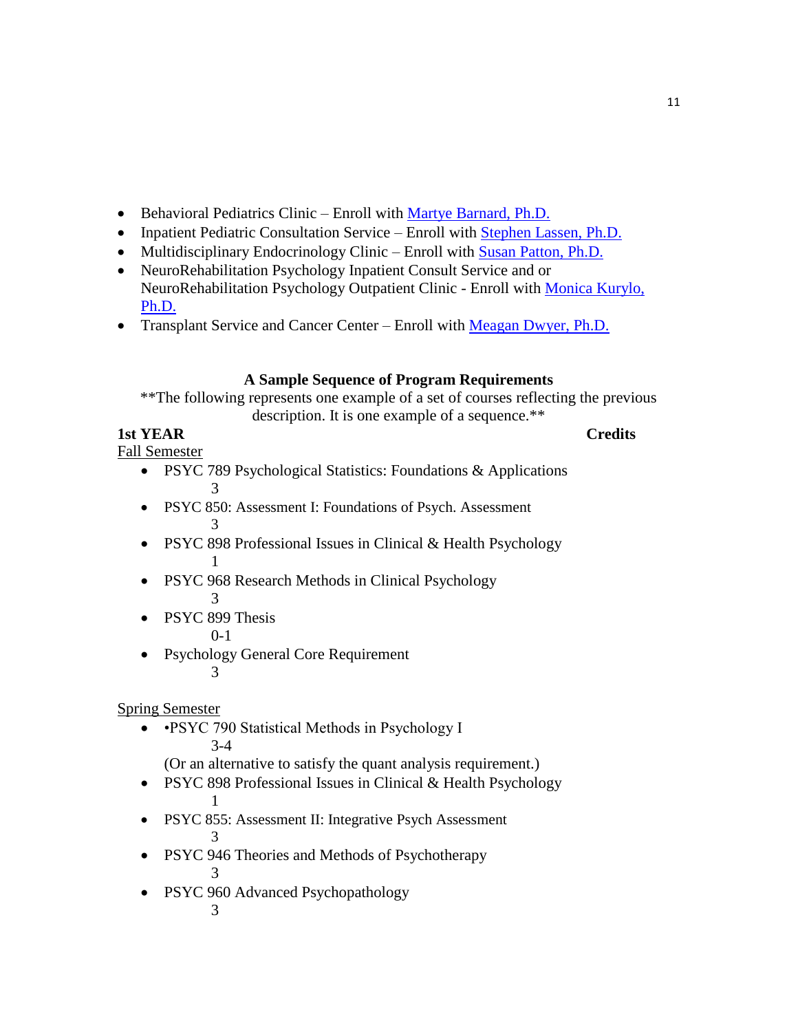- Behavioral Pediatrics Clinic – Enroll with [Martye Barnard, Ph.D.]
- Inpatient Pediatric Consultation Service – Enroll with [Stephen Lassen, Ph.D.]
- Multidisciplinary Endocrinology Clinic – Enroll with [Susan Patton, Ph.D.]
- NeuroRehabilitation Psychology Inpatient Consult Service and or NeuroRehabilitation Psychology Outpatient Clinic - Enroll with [Monica Kurylo, Ph.D.]
- Transplant Service and Cancer Center – Enroll with [Meagan Dwyer, Ph.D.]

### A Sample Sequence of Program Requirements

**The following represents one example of a set of courses reflecting the previous description. It is one example of a sequence.**

**1st YEAR** **Credits**

Fall Semester

- PSYC 789 Psychological Statistics: Foundations & Applications 3
- PSYC 850: Assessment I: Foundations of Psych. Assessment 3
- PSYC 898 Professional Issues in Clinical & Health Psychology 1
- PSYC 968 Research Methods in Clinical Psychology 3
- PSYC 899 Thesis 0-1
- Psychology General Core Requirement 3

Spring Semester

- •PSYC 790 Statistical Methods in Psychology I 3-4
  (Or an alternative to satisfy the quant analysis requirement.)
- PSYC 898 Professional Issues in Clinical & Health Psychology 1
- PSYC 855: Assessment II: Integrative Psych Assessment 3
- PSYC 946 Theories and Methods of Psychotherapy 3
- PSYC 960 Advanced Psychopathology 3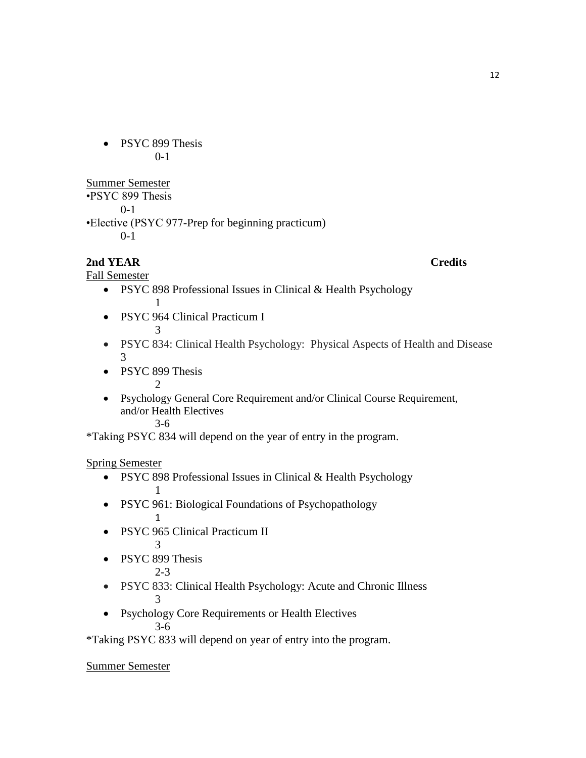- PSYC 899 Thesis
  0-1

Summer Semester

- PSYC 899 Thesis
  0-1
- Elective (PSYC 977-Prep for beginning practicum)
  0-1

**2nd YEAR** **Credits**

Fall Semester

- PSYC 898 Professional Issues in Clinical & Health Psychology
  1
- PSYC 964 Clinical Practicum I
  3
- PSYC 834: Clinical Health Psychology: Physical Aspects of Health and Disease
  3
- PSYC 899 Thesis
  2
- Psychology General Core Requirement and/or Clinical Course Requirement, and/or Health Electives
  3-6

*Taking PSYC 834 will depend on the year of entry in the program.

Spring Semester

- PSYC 898 Professional Issues in Clinical & Health Psychology
  1
- PSYC 961: Biological Foundations of Psychopathology
  1
- PSYC 965 Clinical Practicum II
  3
- PSYC 899 Thesis
  2-3
- PSYC 833: Clinical Health Psychology: Acute and Chronic Illness
  3
- Psychology Core Requirements or Health Electives
  3-6

*Taking PSYC 833 will depend on year of entry into the program.

Summer Semester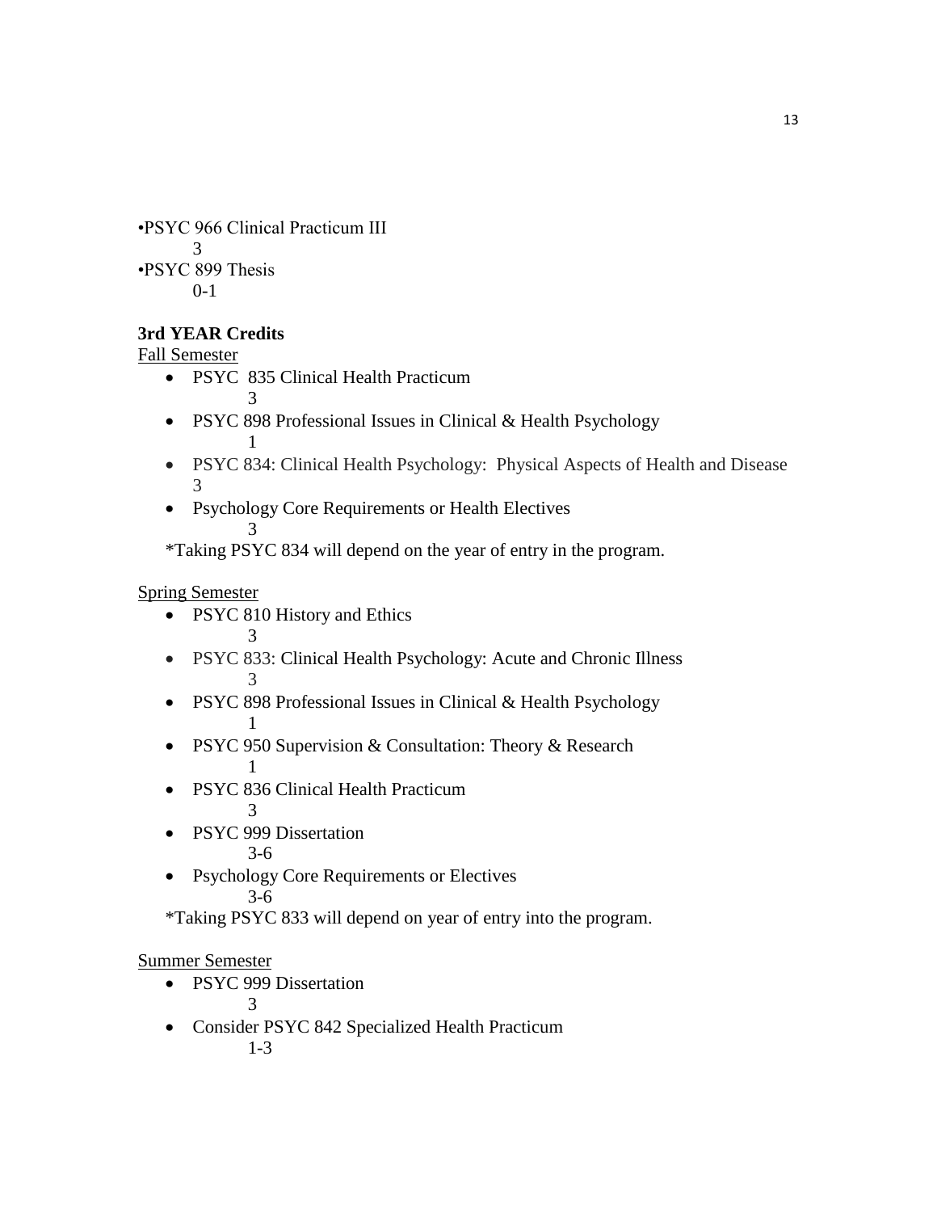•PSYC 966 Clinical Practicum III
3
•PSYC 899 Thesis
0-1

**3rd YEAR Credits**

Fall Semester

- PSYC 835 Clinical Health Practicum
  3
- PSYC 898 Professional Issues in Clinical & Health Psychology
  1
- PSYC 834: Clinical Health Psychology: Physical Aspects of Health and Disease
  3
- Psychology Core Requirements or Health Electives
  3

*Taking PSYC 834 will depend on the year of entry in the program.

Spring Semester

- PSYC 810 History and Ethics
  3
- PSYC 833: Clinical Health Psychology: Acute and Chronic Illness
  3
- PSYC 898 Professional Issues in Clinical & Health Psychology
  1
- PSYC 950 Supervision & Consultation: Theory & Research
  1
- PSYC 836 Clinical Health Practicum
  3
- PSYC 999 Dissertation
  3-6
- Psychology Core Requirements or Electives
  3-6

*Taking PSYC 833 will depend on year of entry into the program.

Summer Semester

- PSYC 999 Dissertation
  3
- Consider PSYC 842 Specialized Health Practicum
  1-3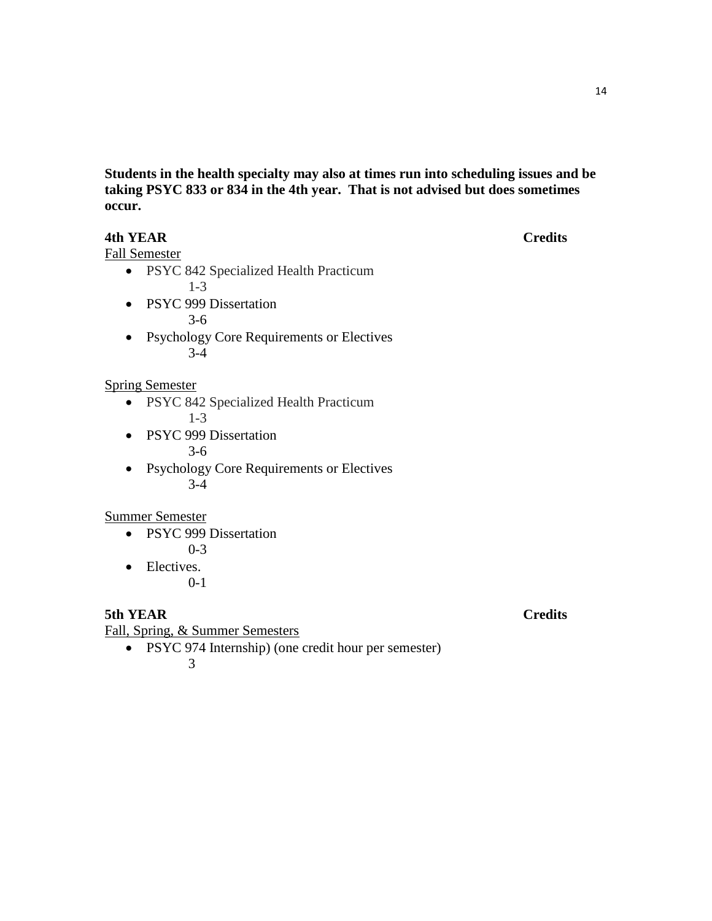**Students in the health specialty may also at times run into scheduling issues and be taking PSYC 833 or 834 in the 4th year. That is not advised but does sometimes occur.**

**4th YEAR** **Credits**

Fall Semester

- PSYC 842 Specialized Health Practicum
  1-3
- PSYC 999 Dissertation
  3-6
- Psychology Core Requirements or Electives
  3-4

Spring Semester

- PSYC 842 Specialized Health Practicum
  1-3
- PSYC 999 Dissertation
  3-6
- Psychology Core Requirements or Electives
  3-4

Summer Semester

- PSYC 999 Dissertation
  0-3
- Electives.
  0-1

**5th YEAR** **Credits**

Fall, Spring, & Summer Semesters

- PSYC 974 Internship) (one credit hour per semester)
  3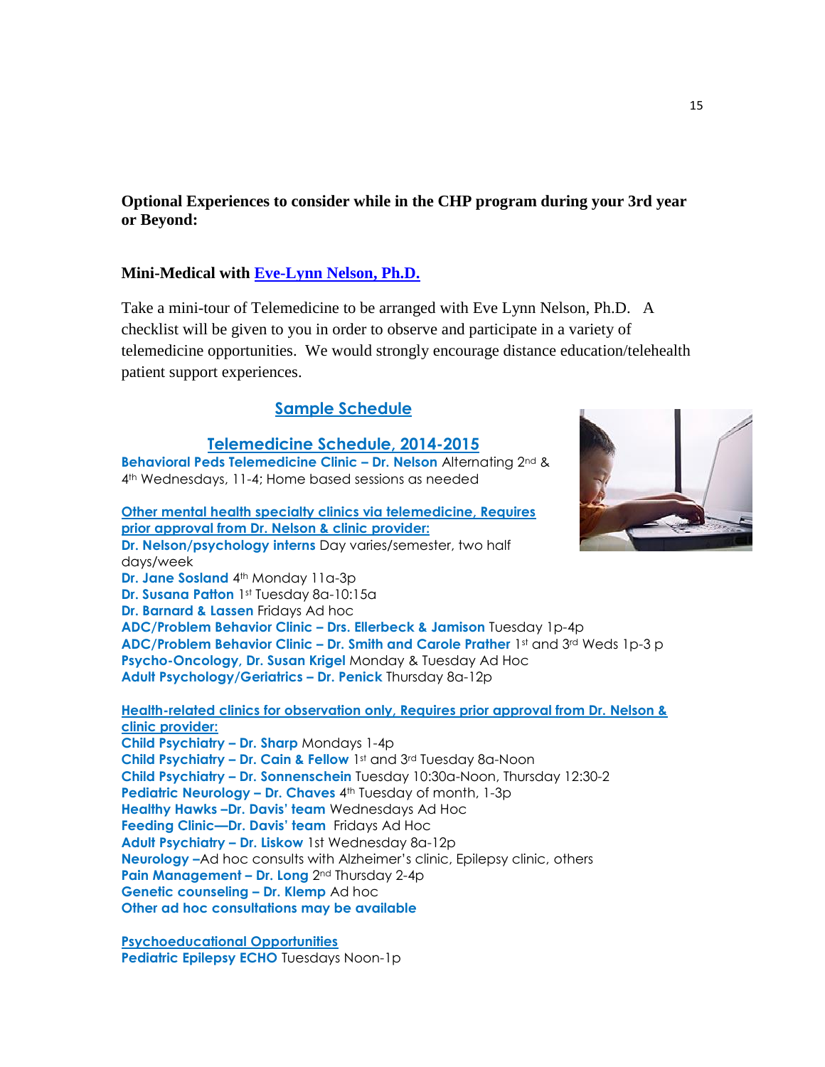**Optional Experiences to consider while in the CHP program during your 3rd year or Beyond:**

**Mini-Medical with [Eve-Lynn Nelson, Ph.D.]**

Take a mini-tour of Telemedicine to be arranged with Eve Lynn Nelson, Ph.D. A checklist will be given to you in order to observe and participate in a variety of telemedicine opportunities. We would strongly encourage distance education/telehealth patient support experiences.

## Sample Schedule

## Telemedicine Schedule, 2014-2015

**Behavioral Peds Telemedicine Clinic – Dr. Nelson** Alternating 2nd & 4th Wednesdays, 11-4; Home based sessions as needed

**Other mental health specialty clinics via telemedicine, Requires prior approval from Dr. Nelson & clinic provider:**

**Dr. Nelson/psychology interns** Day varies/semester, two half days/week
**Dr. Jane Sosland** 4th Monday 11a-3p
**Dr. Susana Patton** 1st Tuesday 8a-10:15a
**Dr. Barnard & Lassen** Fridays Ad hoc
**ADC/Problem Behavior Clinic – Drs. Ellerbeck & Jamison** Tuesday 1p-4p
**ADC/Problem Behavior Clinic – Dr. Smith and Carole Prather** 1st and 3rd Weds 1p-3 p
**Psycho-Oncology, Dr. Susan Krigel** Monday & Tuesday Ad Hoc
**Adult Psychology/Geriatrics – Dr. Penick** Thursday 8a-12p

**Health-related clinics for observation only, Requires prior approval from Dr. Nelson & clinic provider:**

**Child Psychiatry – Dr. Sharp** Mondays 1-4p
**Child Psychiatry – Dr. Cain & Fellow** 1st and 3rd Tuesday 8a-Noon
**Child Psychiatry – Dr. Sonnenschein** Tuesday 10:30a-Noon, Thursday 12:30-2
**Pediatric Neurology – Dr. Chaves** 4th Tuesday of month, 1-3p
**Healthy Hawks –Dr. Davis' team** Wednesdays Ad Hoc
**Feeding Clinic—Dr. Davis' team** Fridays Ad Hoc
**Adult Psychiatry – Dr. Liskow** 1st Wednesday 8a-12p
**Neurology –**Ad hoc consults with Alzheimer's clinic, Epilepsy clinic, others
**Pain Management – Dr. Long** 2nd Thursday 2-4p
**Genetic counseling – Dr. Klemp** Ad hoc
**Other ad hoc consultations may be available**

**Psychoeducational Opportunities**

**Pediatric Epilepsy ECHO** Tuesdays Noon-1p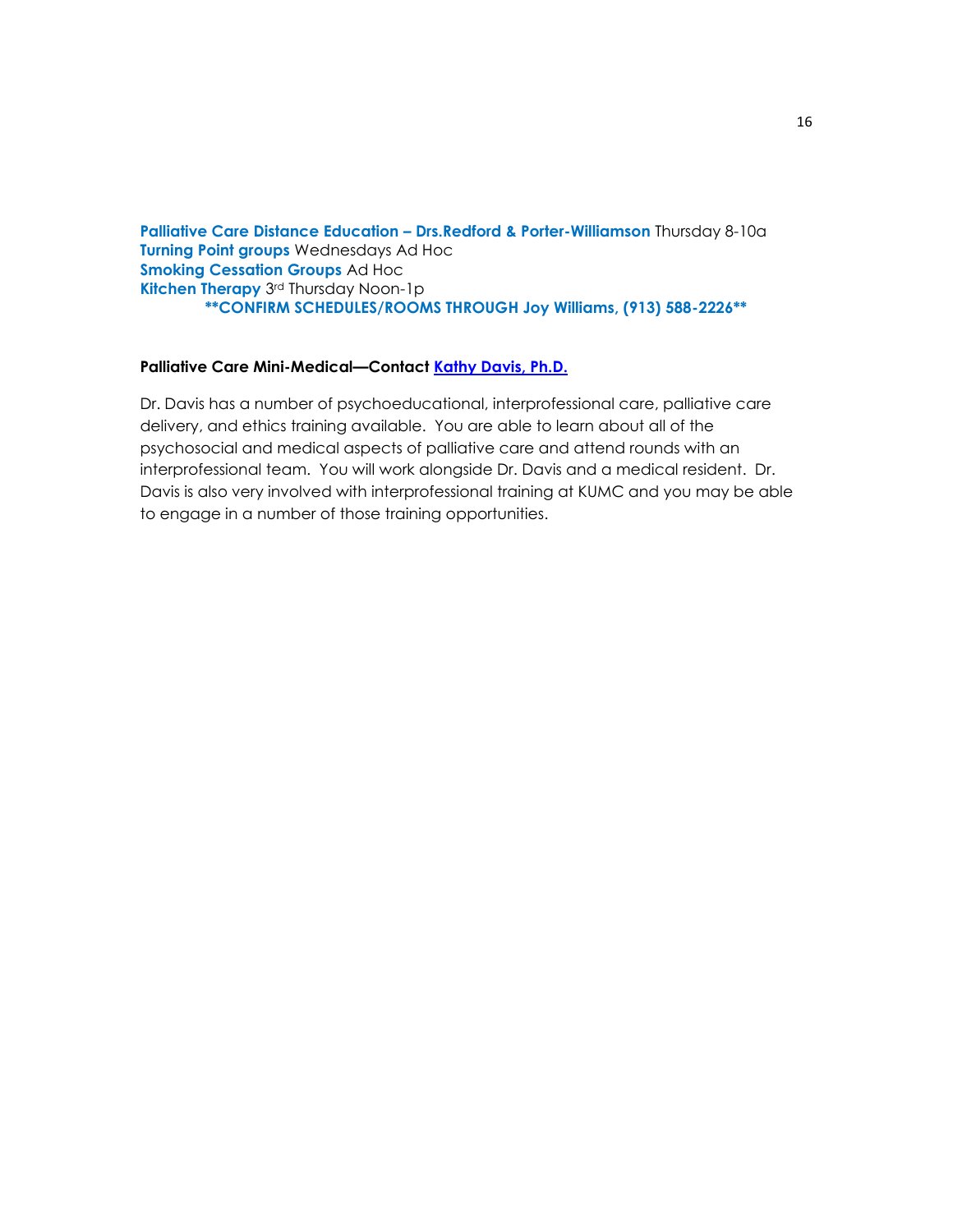**Palliative Care Distance Education – Drs.Redford & Porter-Williamson** Thursday 8-10a
**Turning Point groups** Wednesdays Ad Hoc
**Smoking Cessation Groups** Ad Hoc
**Kitchen Therapy** 3rd Thursday Noon-1p

**\*\*CONFIRM SCHEDULES/ROOMS THROUGH Joy Williams, (913) 588-2226\*\***

**Palliative Care Mini-Medical—Contact Kathy Davis, Ph.D.**

Dr. Davis has a number of psychoeducational, interprofessional care, palliative care delivery, and ethics training available. You are able to learn about all of the psychosocial and medical aspects of palliative care and attend rounds with an interprofessional team. You will work alongside Dr. Davis and a medical resident. Dr. Davis is also very involved with interprofessional training at KUMC and you may be able to engage in a number of those training opportunities.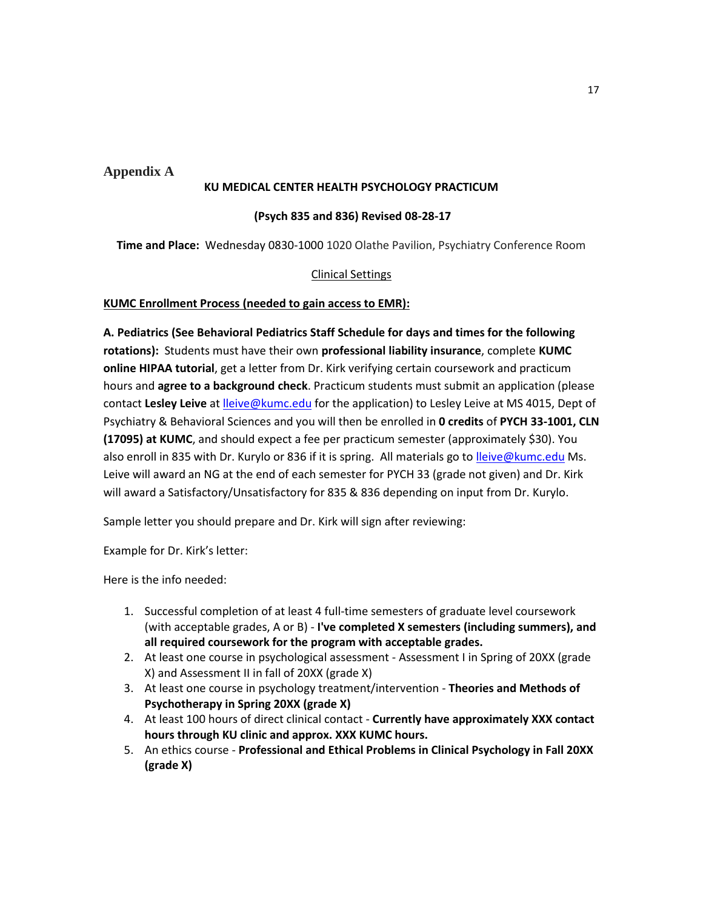## Appendix A

**KU MEDICAL CENTER HEALTH PSYCHOLOGY PRACTICUM**

**(Psych 835 and 836) Revised 08-28-17**

**Time and Place:** Wednesday 0830-1000 1020 Olathe Pavilion, Psychiatry Conference Room

Clinical Settings

**KUMC Enrollment Process (needed to gain access to EMR):**

**A. Pediatrics (See Behavioral Pediatrics Staff Schedule for days and times for the following rotations):** Students must have their own **professional liability insurance**, complete **KUMC online HIPAA tutorial**, get a letter from Dr. Kirk verifying certain coursework and practicum hours and **agree to a background check**. Practicum students must submit an application (please contact **Lesley Leive** at lleive@kumc.edu for the application) to Lesley Leive at MS 4015, Dept of Psychiatry & Behavioral Sciences and you will then be enrolled in **0 credits** of **PYCH 33-1001, CLN (17095) at KUMC**, and should expect a fee per practicum semester (approximately $30). You also enroll in 835 with Dr. Kurylo or 836 if it is spring. All materials go to lleive@kumc.edu Ms. Leive will award an NG at the end of each semester for PYCH 33 (grade not given) and Dr. Kirk will award a Satisfactory/Unsatisfactory for 835 & 836 depending on input from Dr. Kurylo.

Sample letter you should prepare and Dr. Kirk will sign after reviewing:

Example for Dr. Kirk's letter:

Here is the info needed:

1. Successful completion of at least 4 full-time semesters of graduate level coursework (with acceptable grades, A or B) - **I've completed X semesters (including summers), and all required coursework for the program with acceptable grades.**
2. At least one course in psychological assessment - Assessment I in Spring of 20XX (grade X) and Assessment II in fall of 20XX (grade X)
3. At least one course in psychology treatment/intervention - **Theories and Methods of Psychotherapy in Spring 20XX (grade X)**
4. At least 100 hours of direct clinical contact - **Currently have approximately XXX contact hours through KU clinic and approx. XXX KUMC hours.**
5. An ethics course - **Professional and Ethical Problems in Clinical Psychology in Fall 20XX (grade X)**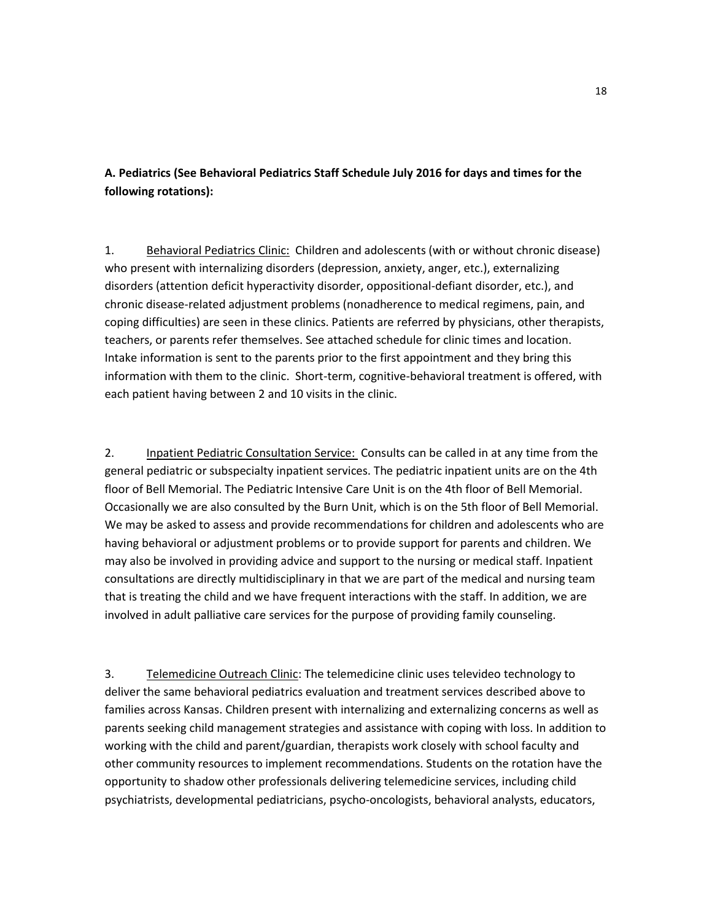**A. Pediatrics (See Behavioral Pediatrics Staff Schedule July 2016 for days and times for the following rotations):**

1. Behavioral Pediatrics Clinic: Children and adolescents (with or without chronic disease) who present with internalizing disorders (depression, anxiety, anger, etc.), externalizing disorders (attention deficit hyperactivity disorder, oppositional-defiant disorder, etc.), and chronic disease-related adjustment problems (nonadherence to medical regimens, pain, and coping difficulties) are seen in these clinics. Patients are referred by physicians, other therapists, teachers, or parents refer themselves. See attached schedule for clinic times and location. Intake information is sent to the parents prior to the first appointment and they bring this information with them to the clinic. Short-term, cognitive-behavioral treatment is offered, with each patient having between 2 and 10 visits in the clinic.

2. Inpatient Pediatric Consultation Service: Consults can be called in at any time from the general pediatric or subspecialty inpatient services. The pediatric inpatient units are on the 4th floor of Bell Memorial. The Pediatric Intensive Care Unit is on the 4th floor of Bell Memorial. Occasionally we are also consulted by the Burn Unit, which is on the 5th floor of Bell Memorial. We may be asked to assess and provide recommendations for children and adolescents who are having behavioral or adjustment problems or to provide support for parents and children. We may also be involved in providing advice and support to the nursing or medical staff. Inpatient consultations are directly multidisciplinary in that we are part of the medical and nursing team that is treating the child and we have frequent interactions with the staff. In addition, we are involved in adult palliative care services for the purpose of providing family counseling.

3. Telemedicine Outreach Clinic: The telemedicine clinic uses televideo technology to deliver the same behavioral pediatrics evaluation and treatment services described above to families across Kansas. Children present with internalizing and externalizing concerns as well as parents seeking child management strategies and assistance with coping with loss. In addition to working with the child and parent/guardian, therapists work closely with school faculty and other community resources to implement recommendations. Students on the rotation have the opportunity to shadow other professionals delivering telemedicine services, including child psychiatrists, developmental pediatricians, psycho-oncologists, behavioral analysts, educators,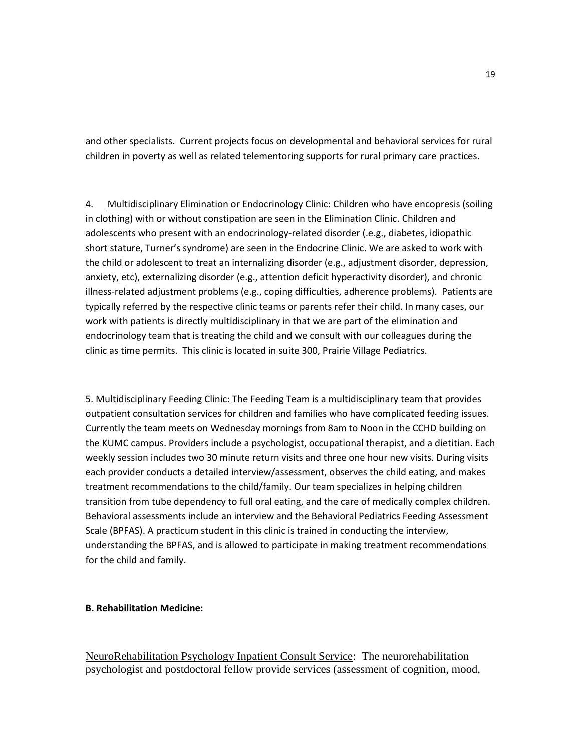and other specialists. Current projects focus on developmental and behavioral services for rural children in poverty as well as related telementoring supports for rural primary care practices.

4. <u>Multidisciplinary Elimination or Endocrinology Clinic</u>: Children who have encopresis (soiling in clothing) with or without constipation are seen in the Elimination Clinic. Children and adolescents who present with an endocrinology-related disorder (.e.g., diabetes, idiopathic short stature, Turner's syndrome) are seen in the Endocrine Clinic. We are asked to work with the child or adolescent to treat an internalizing disorder (e.g., adjustment disorder, depression, anxiety, etc), externalizing disorder (e.g., attention deficit hyperactivity disorder), and chronic illness-related adjustment problems (e.g., coping difficulties, adherence problems). Patients are typically referred by the respective clinic teams or parents refer their child. In many cases, our work with patients is directly multidisciplinary in that we are part of the elimination and endocrinology team that is treating the child and we consult with our colleagues during the clinic as time permits. This clinic is located in suite 300, Prairie Village Pediatrics.

5. <u>Multidisciplinary Feeding Clinic:</u> The Feeding Team is a multidisciplinary team that provides outpatient consultation services for children and families who have complicated feeding issues. Currently the team meets on Wednesday mornings from 8am to Noon in the CCHD building on the KUMC campus. Providers include a psychologist, occupational therapist, and a dietitian. Each weekly session includes two 30 minute return visits and three one hour new visits. During visits each provider conducts a detailed interview/assessment, observes the child eating, and makes treatment recommendations to the child/family. Our team specializes in helping children transition from tube dependency to full oral eating, and the care of medically complex children. Behavioral assessments include an interview and the Behavioral Pediatrics Feeding Assessment Scale (BPFAS). A practicum student in this clinic is trained in conducting the interview, understanding the BPFAS, and is allowed to participate in making treatment recommendations for the child and family.

**B. Rehabilitation Medicine:**

<u>NeuroRehabilitation Psychology Inpatient Consult Service</u>: The neurorehabilitation psychologist and postdoctoral fellow provide services (assessment of cognition, mood,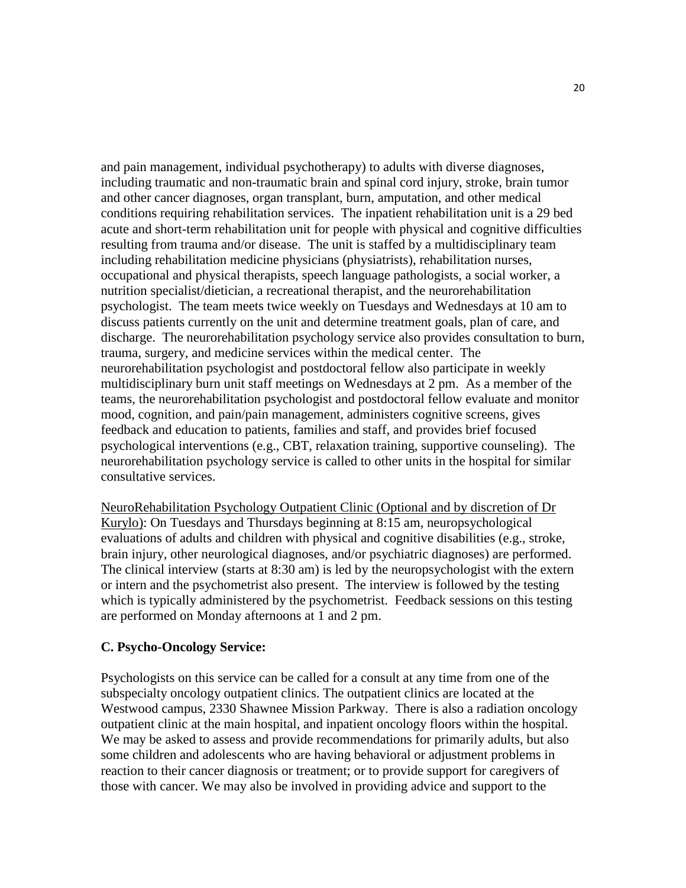and pain management, individual psychotherapy) to adults with diverse diagnoses, including traumatic and non-traumatic brain and spinal cord injury, stroke, brain tumor and other cancer diagnoses, organ transplant, burn, amputation, and other medical conditions requiring rehabilitation services. The inpatient rehabilitation unit is a 29 bed acute and short-term rehabilitation unit for people with physical and cognitive difficulties resulting from trauma and/or disease. The unit is staffed by a multidisciplinary team including rehabilitation medicine physicians (physiatrists), rehabilitation nurses, occupational and physical therapists, speech language pathologists, a social worker, a nutrition specialist/dietician, a recreational therapist, and the neurorehabilitation psychologist. The team meets twice weekly on Tuesdays and Wednesdays at 10 am to discuss patients currently on the unit and determine treatment goals, plan of care, and discharge. The neurorehabilitation psychology service also provides consultation to burn, trauma, surgery, and medicine services within the medical center. The neurorehabilitation psychologist and postdoctoral fellow also participate in weekly multidisciplinary burn unit staff meetings on Wednesdays at 2 pm. As a member of the teams, the neurorehabilitation psychologist and postdoctoral fellow evaluate and monitor mood, cognition, and pain/pain management, administers cognitive screens, gives feedback and education to patients, families and staff, and provides brief focused psychological interventions (e.g., CBT, relaxation training, supportive counseling). The neurorehabilitation psychology service is called to other units in the hospital for similar consultative services.

<u>NeuroRehabilitation Psychology Outpatient Clinic (Optional and by discretion of Dr Kurylo)</u>: On Tuesdays and Thursdays beginning at 8:15 am, neuropsychological evaluations of adults and children with physical and cognitive disabilities (e.g., stroke, brain injury, other neurological diagnoses, and/or psychiatric diagnoses) are performed. The clinical interview (starts at 8:30 am) is led by the neuropsychologist with the extern or intern and the psychometrist also present. The interview is followed by the testing which is typically administered by the psychometrist. Feedback sessions on this testing are performed on Monday afternoons at 1 and 2 pm.

**C. Psycho-Oncology Service:**

Psychologists on this service can be called for a consult at any time from one of the subspecialty oncology outpatient clinics. The outpatient clinics are located at the Westwood campus, 2330 Shawnee Mission Parkway. There is also a radiation oncology outpatient clinic at the main hospital, and inpatient oncology floors within the hospital. We may be asked to assess and provide recommendations for primarily adults, but also some children and adolescents who are having behavioral or adjustment problems in reaction to their cancer diagnosis or treatment; or to provide support for caregivers of those with cancer. We may also be involved in providing advice and support to the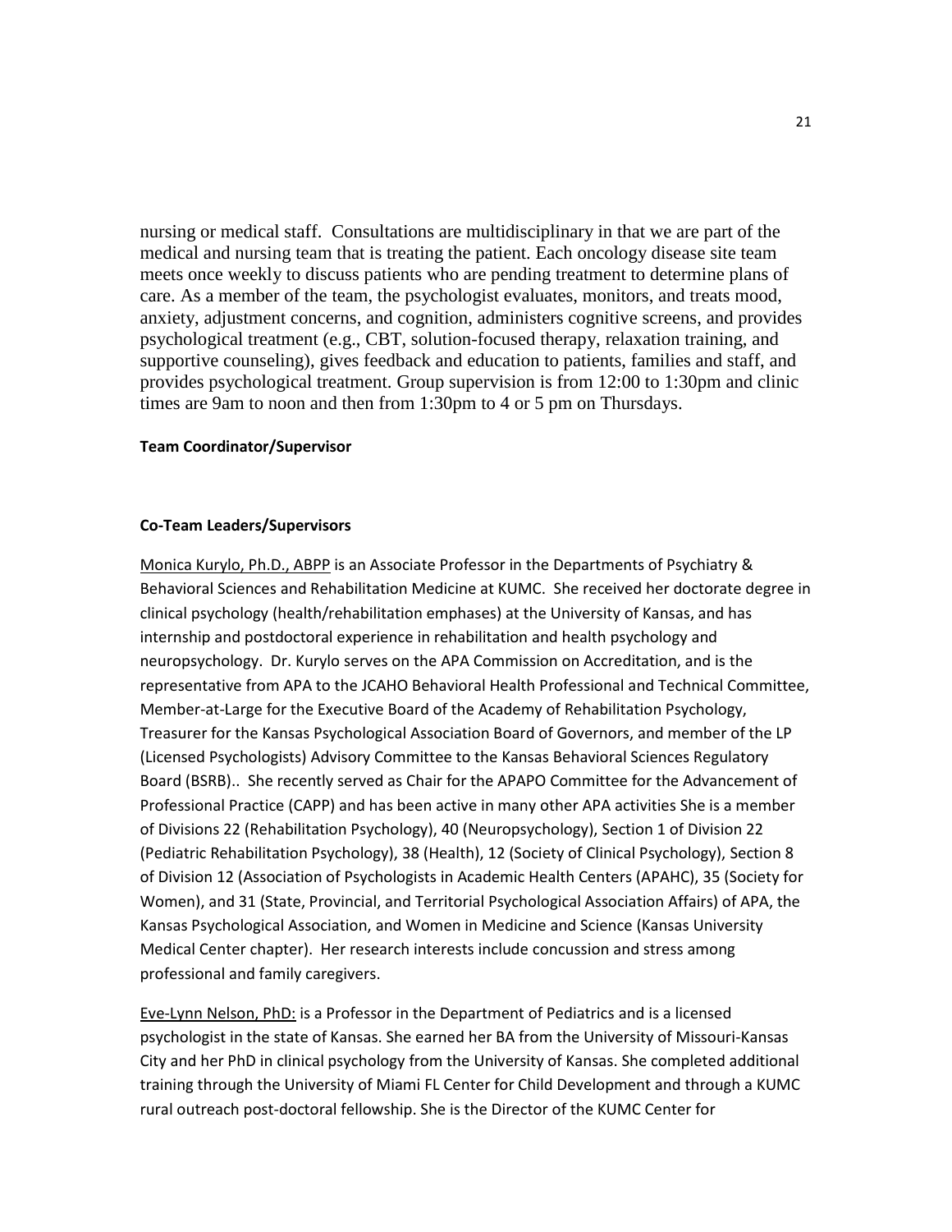nursing or medical staff. Consultations are multidisciplinary in that we are part of the medical and nursing team that is treating the patient. Each oncology disease site team meets once weekly to discuss patients who are pending treatment to determine plans of care. As a member of the team, the psychologist evaluates, monitors, and treats mood, anxiety, adjustment concerns, and cognition, administers cognitive screens, and provides psychological treatment (e.g., CBT, solution-focused therapy, relaxation training, and supportive counseling), gives feedback and education to patients, families and staff, and provides psychological treatment. Group supervision is from 12:00 to 1:30pm and clinic times are 9am to noon and then from 1:30pm to 4 or 5 pm on Thursdays.

**Team Coordinator/Supervisor**

**Co-Team Leaders/Supervisors**

Monica Kurylo, Ph.D., ABPP is an Associate Professor in the Departments of Psychiatry & Behavioral Sciences and Rehabilitation Medicine at KUMC. She received her doctorate degree in clinical psychology (health/rehabilitation emphases) at the University of Kansas, and has internship and postdoctoral experience in rehabilitation and health psychology and neuropsychology. Dr. Kurylo serves on the APA Commission on Accreditation, and is the representative from APA to the JCAHO Behavioral Health Professional and Technical Committee, Member-at-Large for the Executive Board of the Academy of Rehabilitation Psychology, Treasurer for the Kansas Psychological Association Board of Governors, and member of the LP (Licensed Psychologists) Advisory Committee to the Kansas Behavioral Sciences Regulatory Board (BSRB).. She recently served as Chair for the APAPO Committee for the Advancement of Professional Practice (CAPP) and has been active in many other APA activities She is a member of Divisions 22 (Rehabilitation Psychology), 40 (Neuropsychology), Section 1 of Division 22 (Pediatric Rehabilitation Psychology), 38 (Health), 12 (Society of Clinical Psychology), Section 8 of Division 12 (Association of Psychologists in Academic Health Centers (APAHC), 35 (Society for Women), and 31 (State, Provincial, and Territorial Psychological Association Affairs) of APA, the Kansas Psychological Association, and Women in Medicine and Science (Kansas University Medical Center chapter). Her research interests include concussion and stress among professional and family caregivers.

Eve-Lynn Nelson, PhD: is a Professor in the Department of Pediatrics and is a licensed psychologist in the state of Kansas. She earned her BA from the University of Missouri-Kansas City and her PhD in clinical psychology from the University of Kansas. She completed additional training through the University of Miami FL Center for Child Development and through a KUMC rural outreach post-doctoral fellowship. She is the Director of the KUMC Center for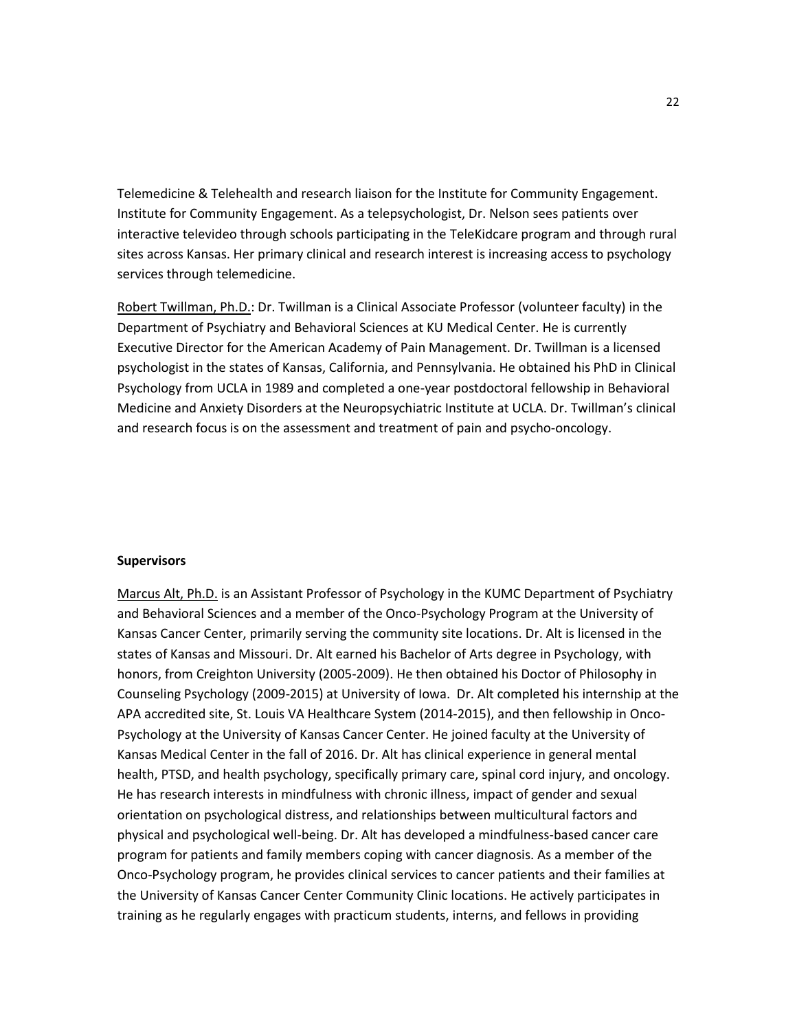Telemedicine & Telehealth and research liaison for the Institute for Community Engagement. Institute for Community Engagement. As a telepsychologist, Dr. Nelson sees patients over interactive televideo through schools participating in the TeleKidcare program and through rural sites across Kansas. Her primary clinical and research interest is increasing access to psychology services through telemedicine.

Robert Twillman, Ph.D.: Dr. Twillman is a Clinical Associate Professor (volunteer faculty) in the Department of Psychiatry and Behavioral Sciences at KU Medical Center. He is currently Executive Director for the American Academy of Pain Management. Dr. Twillman is a licensed psychologist in the states of Kansas, California, and Pennsylvania. He obtained his PhD in Clinical Psychology from UCLA in 1989 and completed a one-year postdoctoral fellowship in Behavioral Medicine and Anxiety Disorders at the Neuropsychiatric Institute at UCLA. Dr. Twillman's clinical and research focus is on the assessment and treatment of pain and psycho-oncology.

**Supervisors**

Marcus Alt, Ph.D. is an Assistant Professor of Psychology in the KUMC Department of Psychiatry and Behavioral Sciences and a member of the Onco-Psychology Program at the University of Kansas Cancer Center, primarily serving the community site locations. Dr. Alt is licensed in the states of Kansas and Missouri. Dr. Alt earned his Bachelor of Arts degree in Psychology, with honors, from Creighton University (2005-2009). He then obtained his Doctor of Philosophy in Counseling Psychology (2009-2015) at University of Iowa. Dr. Alt completed his internship at the APA accredited site, St. Louis VA Healthcare System (2014-2015), and then fellowship in Onco-Psychology at the University of Kansas Cancer Center. He joined faculty at the University of Kansas Medical Center in the fall of 2016. Dr. Alt has clinical experience in general mental health, PTSD, and health psychology, specifically primary care, spinal cord injury, and oncology. He has research interests in mindfulness with chronic illness, impact of gender and sexual orientation on psychological distress, and relationships between multicultural factors and physical and psychological well-being. Dr. Alt has developed a mindfulness-based cancer care program for patients and family members coping with cancer diagnosis. As a member of the Onco-Psychology program, he provides clinical services to cancer patients and their families at the University of Kansas Cancer Center Community Clinic locations. He actively participates in training as he regularly engages with practicum students, interns, and fellows in providing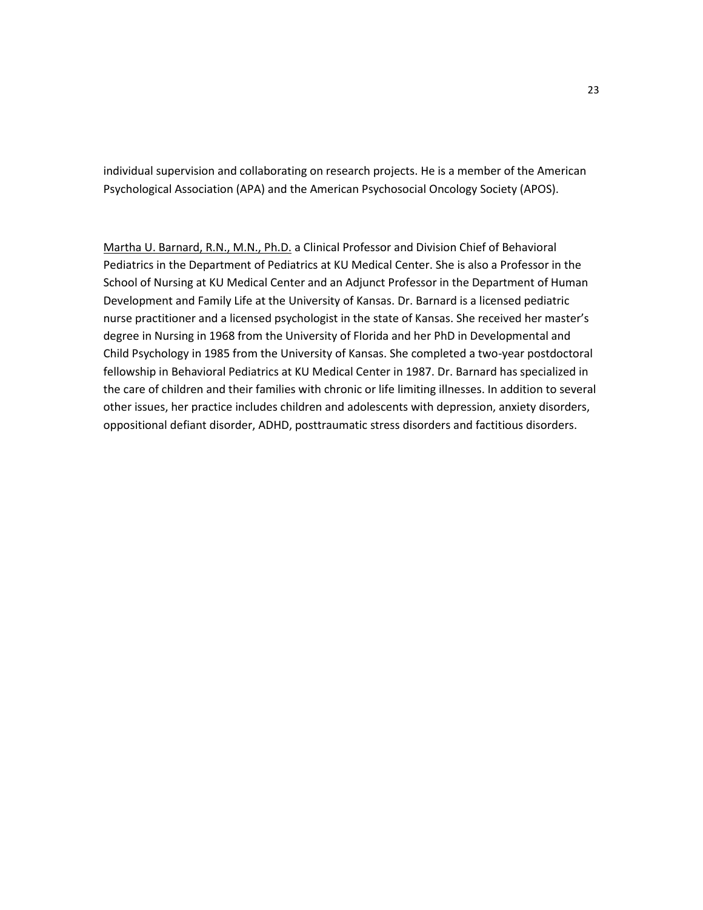individual supervision and collaborating on research projects. He is a member of the American Psychological Association (APA) and the American Psychosocial Oncology Society (APOS).

<u>Martha U. Barnard, R.N., M.N., Ph.D.</u> a Clinical Professor and Division Chief of Behavioral Pediatrics in the Department of Pediatrics at KU Medical Center. She is also a Professor in the School of Nursing at KU Medical Center and an Adjunct Professor in the Department of Human Development and Family Life at the University of Kansas. Dr. Barnard is a licensed pediatric nurse practitioner and a licensed psychologist in the state of Kansas. She received her master's degree in Nursing in 1968 from the University of Florida and her PhD in Developmental and Child Psychology in 1985 from the University of Kansas. She completed a two-year postdoctoral fellowship in Behavioral Pediatrics at KU Medical Center in 1987. Dr. Barnard has specialized in the care of children and their families with chronic or life limiting illnesses. In addition to several other issues, her practice includes children and adolescents with depression, anxiety disorders, oppositional defiant disorder, ADHD, posttraumatic stress disorders and factitious disorders.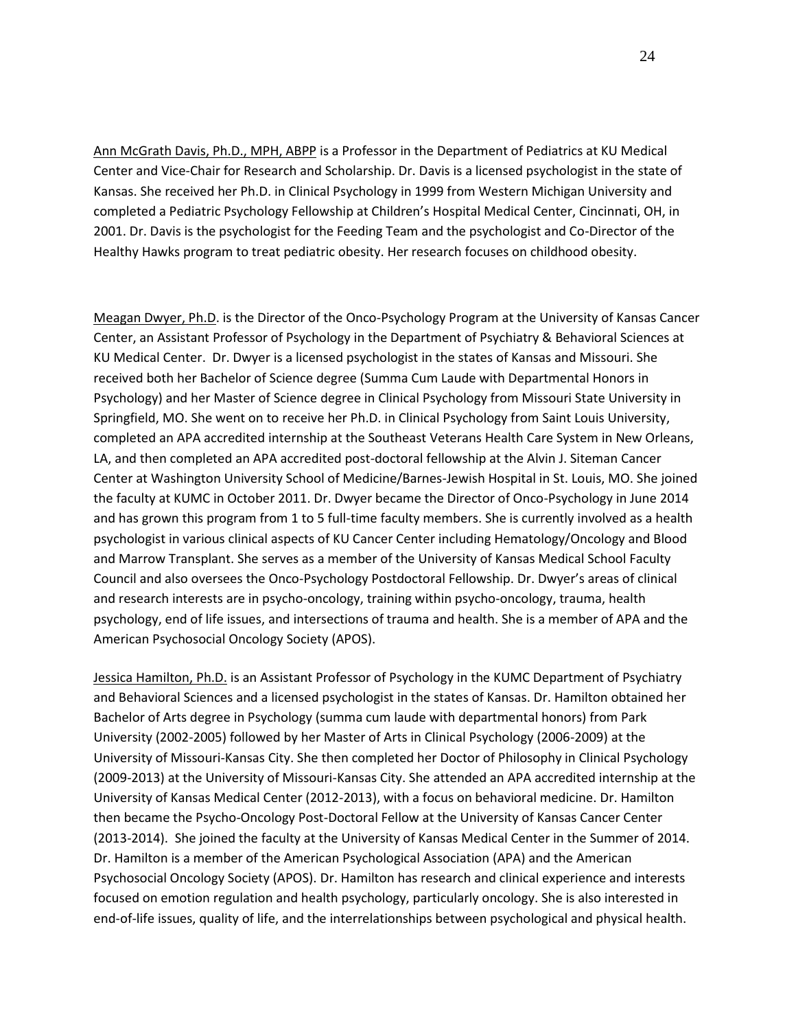<u>Ann McGrath Davis, Ph.D., MPH, ABPP</u> is a Professor in the Department of Pediatrics at KU Medical Center and Vice-Chair for Research and Scholarship. Dr. Davis is a licensed psychologist in the state of Kansas. She received her Ph.D. in Clinical Psychology in 1999 from Western Michigan University and completed a Pediatric Psychology Fellowship at Children's Hospital Medical Center, Cincinnati, OH, in 2001. Dr. Davis is the psychologist for the Feeding Team and the psychologist and Co-Director of the Healthy Hawks program to treat pediatric obesity. Her research focuses on childhood obesity.

<u>Meagan Dwyer, Ph.D</u>. is the Director of the Onco-Psychology Program at the University of Kansas Cancer Center, an Assistant Professor of Psychology in the Department of Psychiatry & Behavioral Sciences at KU Medical Center. Dr. Dwyer is a licensed psychologist in the states of Kansas and Missouri. She received both her Bachelor of Science degree (Summa Cum Laude with Departmental Honors in Psychology) and her Master of Science degree in Clinical Psychology from Missouri State University in Springfield, MO. She went on to receive her Ph.D. in Clinical Psychology from Saint Louis University, completed an APA accredited internship at the Southeast Veterans Health Care System in New Orleans, LA, and then completed an APA accredited post-doctoral fellowship at the Alvin J. Siteman Cancer Center at Washington University School of Medicine/Barnes-Jewish Hospital in St. Louis, MO. She joined the faculty at KUMC in October 2011. Dr. Dwyer became the Director of Onco-Psychology in June 2014 and has grown this program from 1 to 5 full-time faculty members. She is currently involved as a health psychologist in various clinical aspects of KU Cancer Center including Hematology/Oncology and Blood and Marrow Transplant. She serves as a member of the University of Kansas Medical School Faculty Council and also oversees the Onco-Psychology Postdoctoral Fellowship. Dr. Dwyer's areas of clinical and research interests are in psycho-oncology, training within psycho-oncology, trauma, health psychology, end of life issues, and intersections of trauma and health. She is a member of APA and the American Psychosocial Oncology Society (APOS).

<u>Jessica Hamilton, Ph.D.</u> is an Assistant Professor of Psychology in the KUMC Department of Psychiatry and Behavioral Sciences and a licensed psychologist in the states of Kansas. Dr. Hamilton obtained her Bachelor of Arts degree in Psychology (summa cum laude with departmental honors) from Park University (2002-2005) followed by her Master of Arts in Clinical Psychology (2006-2009) at the University of Missouri-Kansas City. She then completed her Doctor of Philosophy in Clinical Psychology (2009-2013) at the University of Missouri-Kansas City. She attended an APA accredited internship at the University of Kansas Medical Center (2012-2013), with a focus on behavioral medicine. Dr. Hamilton then became the Psycho-Oncology Post-Doctoral Fellow at the University of Kansas Cancer Center (2013-2014). She joined the faculty at the University of Kansas Medical Center in the Summer of 2014. Dr. Hamilton is a member of the American Psychological Association (APA) and the American Psychosocial Oncology Society (APOS). Dr. Hamilton has research and clinical experience and interests focused on emotion regulation and health psychology, particularly oncology. She is also interested in end-of-life issues, quality of life, and the interrelationships between psychological and physical health.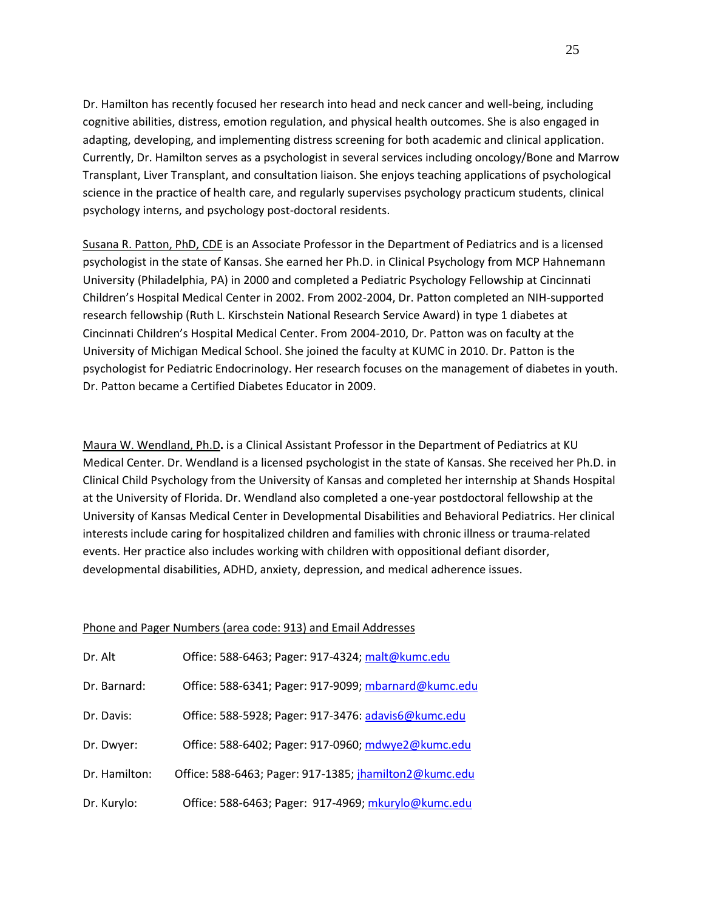Dr. Hamilton has recently focused her research into head and neck cancer and well-being, including cognitive abilities, distress, emotion regulation, and physical health outcomes. She is also engaged in adapting, developing, and implementing distress screening for both academic and clinical application. Currently, Dr. Hamilton serves as a psychologist in several services including oncology/Bone and Marrow Transplant, Liver Transplant, and consultation liaison. She enjoys teaching applications of psychological science in the practice of health care, and regularly supervises psychology practicum students, clinical psychology interns, and psychology post-doctoral residents.

Susana R. Patton, PhD, CDE is an Associate Professor in the Department of Pediatrics and is a licensed psychologist in the state of Kansas. She earned her Ph.D. in Clinical Psychology from MCP Hahnemann University (Philadelphia, PA) in 2000 and completed a Pediatric Psychology Fellowship at Cincinnati Children's Hospital Medical Center in 2002. From 2002-2004, Dr. Patton completed an NIH-supported research fellowship (Ruth L. Kirschstein National Research Service Award) in type 1 diabetes at Cincinnati Children's Hospital Medical Center. From 2004-2010, Dr. Patton was on faculty at the University of Michigan Medical School. She joined the faculty at KUMC in 2010. Dr. Patton is the psychologist for Pediatric Endocrinology. Her research focuses on the management of diabetes in youth. Dr. Patton became a Certified Diabetes Educator in 2009.

Maura W. Wendland, Ph.D**.** is a Clinical Assistant Professor in the Department of Pediatrics at KU Medical Center. Dr. Wendland is a licensed psychologist in the state of Kansas. She received her Ph.D. in Clinical Child Psychology from the University of Kansas and completed her internship at Shands Hospital at the University of Florida. Dr. Wendland also completed a one-year postdoctoral fellowship at the University of Kansas Medical Center in Developmental Disabilities and Behavioral Pediatrics. Her clinical interests include caring for hospitalized children and families with chronic illness or trauma-related events. Her practice also includes working with children with oppositional defiant disorder, developmental disabilities, ADHD, anxiety, depression, and medical adherence issues.

Phone and Pager Numbers (area code: 913) and Email Addresses

Dr. Alt Office: 588-6463; Pager: 917-4324; malt@kumc.edu

Dr. Barnard: Office: 588-6341; Pager: 917-9099; mbarnard@kumc.edu

Dr. Davis: Office: 588-5928; Pager: 917-3476: adavis6@kumc.edu

Dr. Dwyer: Office: 588-6402; Pager: 917-0960; mdwye2@kumc.edu

Dr. Hamilton: Office: 588-6463; Pager: 917-1385; jhamilton2@kumc.edu

Dr. Kurylo: Office: 588-6463; Pager: 917-4969; mkurylo@kumc.edu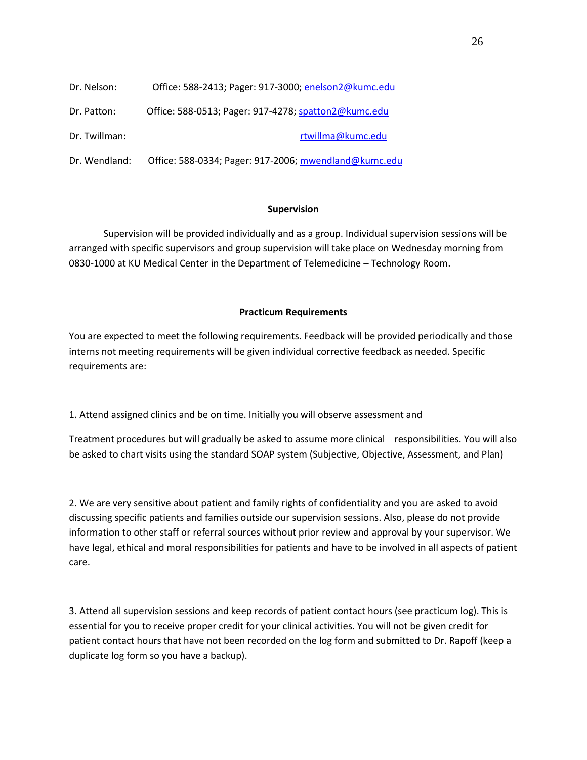Dr. Nelson: Office: 588-2413; Pager: 917-3000; enelson2@kumc.edu

Dr. Patton: Office: 588-0513; Pager: 917-4278; spatton2@kumc.edu

Dr. Twillman: rtwillma@kumc.edu

Dr. Wendland: Office: 588-0334; Pager: 917-2006; mwendland@kumc.edu

**Supervision**

Supervision will be provided individually and as a group. Individual supervision sessions will be arranged with specific supervisors and group supervision will take place on Wednesday morning from 0830-1000 at KU Medical Center in the Department of Telemedicine – Technology Room.

**Practicum Requirements**

You are expected to meet the following requirements. Feedback will be provided periodically and those interns not meeting requirements will be given individual corrective feedback as needed. Specific requirements are:

1. Attend assigned clinics and be on time. Initially you will observe assessment and Treatment procedures but will gradually be asked to assume more clinical responsibilities. You will also be asked to chart visits using the standard SOAP system (Subjective, Objective, Assessment, and Plan)

2. We are very sensitive about patient and family rights of confidentiality and you are asked to avoid discussing specific patients and families outside our supervision sessions. Also, please do not provide information to other staff or referral sources without prior review and approval by your supervisor. We have legal, ethical and moral responsibilities for patients and have to be involved in all aspects of patient care.

3. Attend all supervision sessions and keep records of patient contact hours (see practicum log). This is essential for you to receive proper credit for your clinical activities. You will not be given credit for patient contact hours that have not been recorded on the log form and submitted to Dr. Rapoff (keep a duplicate log form so you have a backup).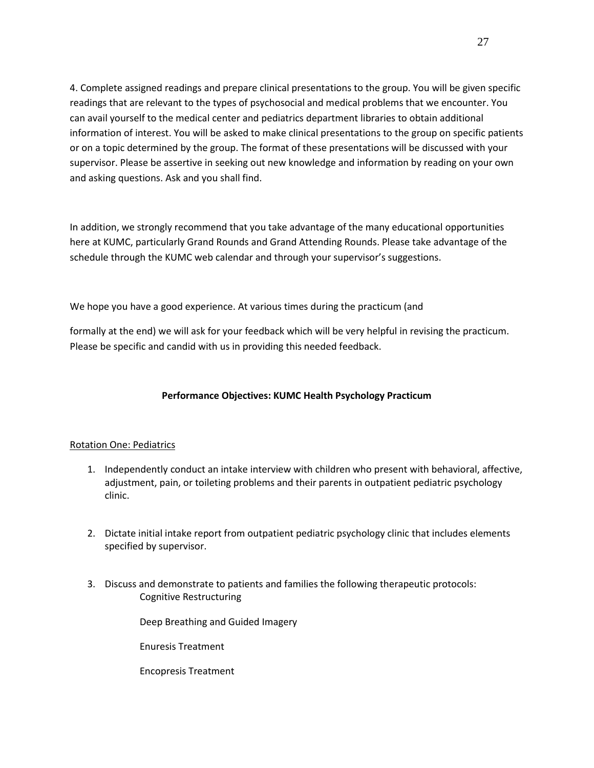4. Complete assigned readings and prepare clinical presentations to the group. You will be given specific readings that are relevant to the types of psychosocial and medical problems that we encounter. You can avail yourself to the medical center and pediatrics department libraries to obtain additional information of interest. You will be asked to make clinical presentations to the group on specific patients or on a topic determined by the group. The format of these presentations will be discussed with your supervisor. Please be assertive in seeking out new knowledge and information by reading on your own and asking questions. Ask and you shall find.

In addition, we strongly recommend that you take advantage of the many educational opportunities here at KUMC, particularly Grand Rounds and Grand Attending Rounds. Please take advantage of the schedule through the KUMC web calendar and through your supervisor's suggestions.

We hope you have a good experience. At various times during the practicum (and

formally at the end) we will ask for your feedback which will be very helpful in revising the practicum. Please be specific and candid with us in providing this needed feedback.

**Performance Objectives: KUMC Health Psychology Practicum**

Rotation One: Pediatrics

1. Independently conduct an intake interview with children who present with behavioral, affective, adjustment, pain, or toileting problems and their parents in outpatient pediatric psychology clinic.

2. Dictate initial intake report from outpatient pediatric psychology clinic that includes elements specified by supervisor.

3. Discuss and demonstrate to patients and families the following therapeutic protocols:

   Cognitive Restructuring

   Deep Breathing and Guided Imagery

   Enuresis Treatment

   Encopresis Treatment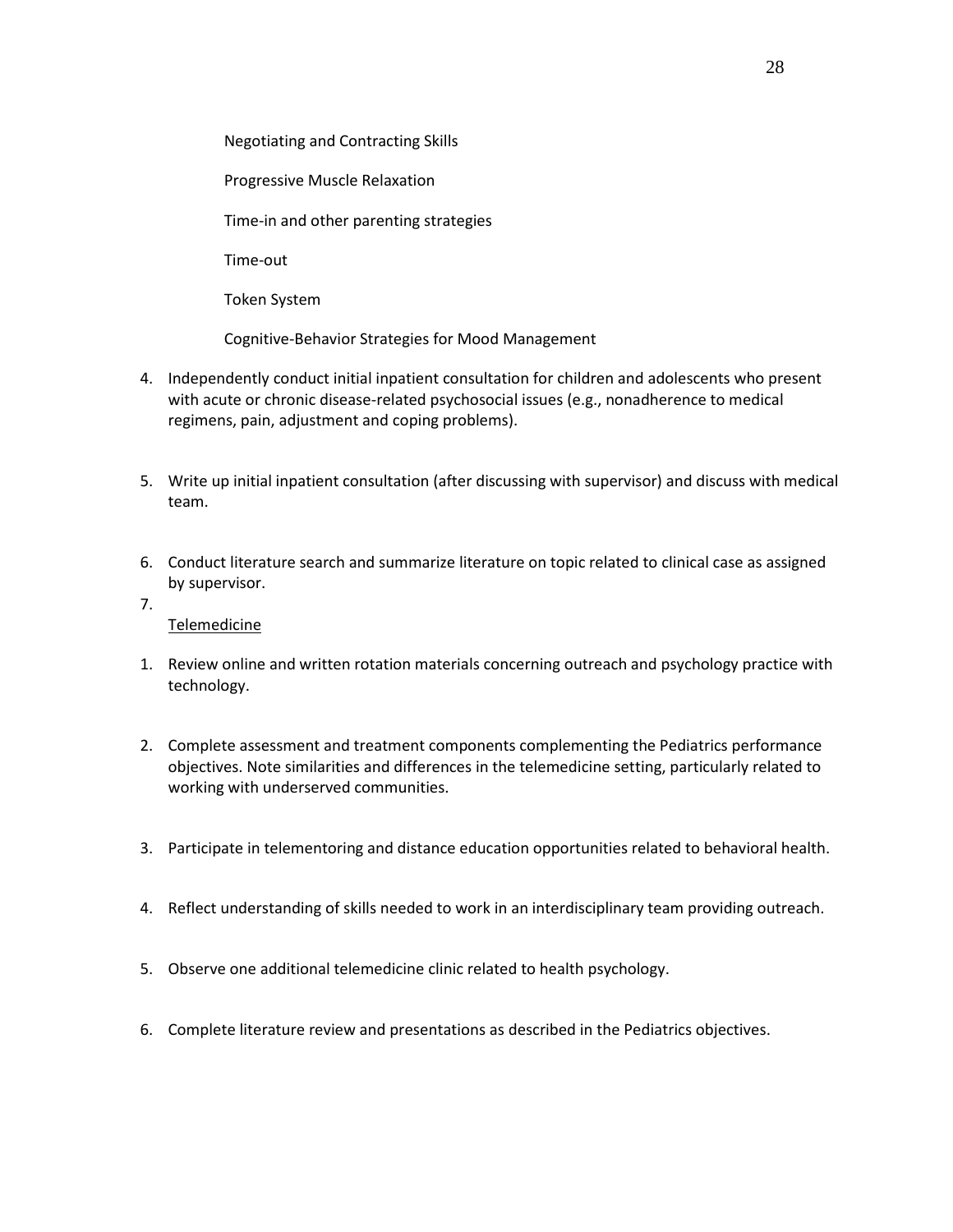Negotiating and Contracting Skills

Progressive Muscle Relaxation

Time-in and other parenting strategies

Time-out

Token System

Cognitive-Behavior Strategies for Mood Management

4. Independently conduct initial inpatient consultation for children and adolescents who present with acute or chronic disease-related psychosocial issues (e.g., nonadherence to medical regimens, pain, adjustment and coping problems).

5. Write up initial inpatient consultation (after discussing with supervisor) and discuss with medical team.

6. Conduct literature search and summarize literature on topic related to clinical case as assigned by supervisor.

7.

<u>Telemedicine</u>

1. Review online and written rotation materials concerning outreach and psychology practice with technology.

2. Complete assessment and treatment components complementing the Pediatrics performance objectives. Note similarities and differences in the telemedicine setting, particularly related to working with underserved communities.

3. Participate in telementoring and distance education opportunities related to behavioral health.

4. Reflect understanding of skills needed to work in an interdisciplinary team providing outreach.

5. Observe one additional telemedicine clinic related to health psychology.

6. Complete literature review and presentations as described in the Pediatrics objectives.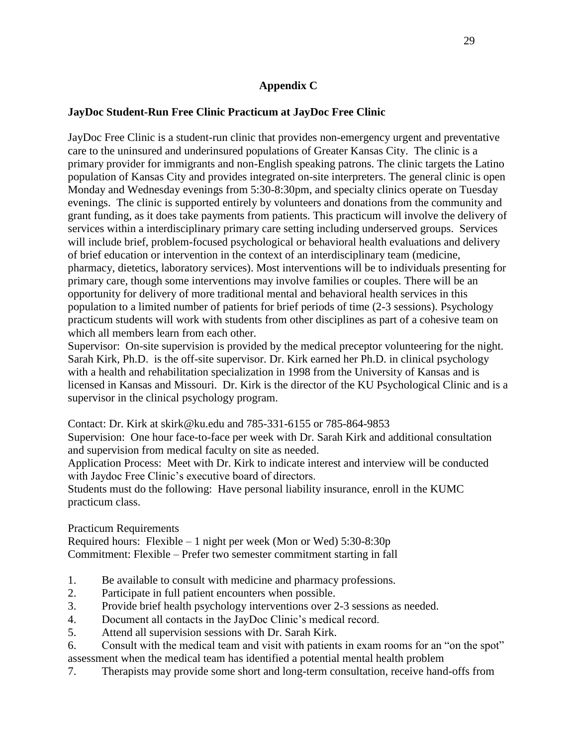## Appendix C

### JayDoc Student-Run Free Clinic Practicum at JayDoc Free Clinic

JayDoc Free Clinic is a student-run clinic that provides non-emergency urgent and preventative care to the uninsured and underinsured populations of Greater Kansas City. The clinic is a primary provider for immigrants and non-English speaking patrons. The clinic targets the Latino population of Kansas City and provides integrated on-site interpreters. The general clinic is open Monday and Wednesday evenings from 5:30-8:30pm, and specialty clinics operate on Tuesday evenings. The clinic is supported entirely by volunteers and donations from the community and grant funding, as it does take payments from patients. This practicum will involve the delivery of services within a interdisciplinary primary care setting including underserved groups. Services will include brief, problem-focused psychological or behavioral health evaluations and delivery of brief education or intervention in the context of an interdisciplinary team (medicine, pharmacy, dietetics, laboratory services). Most interventions will be to individuals presenting for primary care, though some interventions may involve families or couples. There will be an opportunity for delivery of more traditional mental and behavioral health services in this population to a limited number of patients for brief periods of time (2-3 sessions). Psychology practicum students will work with students from other disciplines as part of a cohesive team on which all members learn from each other.

Supervisor: On-site supervision is provided by the medical preceptor volunteering for the night. Sarah Kirk, Ph.D. is the off-site supervisor. Dr. Kirk earned her Ph.D. in clinical psychology with a health and rehabilitation specialization in 1998 from the University of Kansas and is licensed in Kansas and Missouri. Dr. Kirk is the director of the KU Psychological Clinic and is a supervisor in the clinical psychology program.

Contact: Dr. Kirk at skirk@ku.edu and 785-331-6155 or 785-864-9853

Supervision: One hour face-to-face per week with Dr. Sarah Kirk and additional consultation and supervision from medical faculty on site as needed.

Application Process: Meet with Dr. Kirk to indicate interest and interview will be conducted with Jaydoc Free Clinic's executive board of directors.

Students must do the following: Have personal liability insurance, enroll in the KUMC practicum class.

Practicum Requirements

Required hours: Flexible – 1 night per week (Mon or Wed) 5:30-8:30p

Commitment: Flexible – Prefer two semester commitment starting in fall

1. Be available to consult with medicine and pharmacy professions.
2. Participate in full patient encounters when possible.
3. Provide brief health psychology interventions over 2-3 sessions as needed.
4. Document all contacts in the JayDoc Clinic's medical record.
5. Attend all supervision sessions with Dr. Sarah Kirk.
6. Consult with the medical team and visit with patients in exam rooms for an "on the spot" assessment when the medical team has identified a potential mental health problem
7. Therapists may provide some short and long-term consultation, receive hand-offs from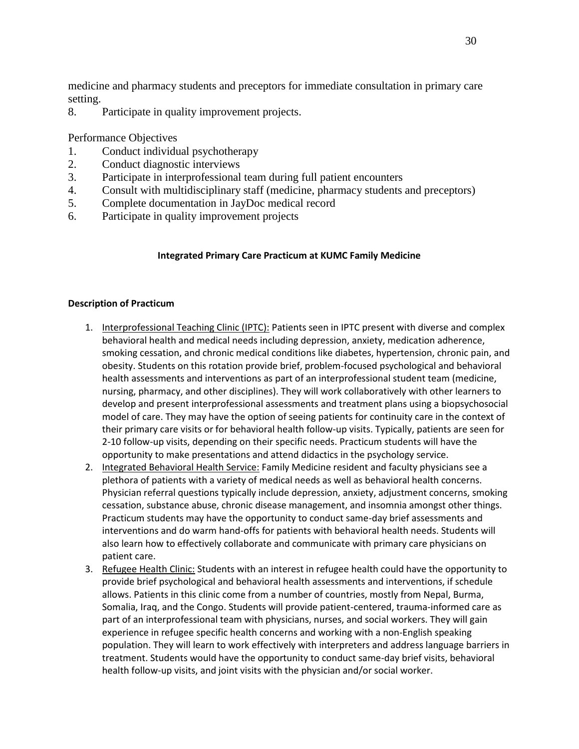medicine and pharmacy students and preceptors for immediate consultation in primary care setting.

8. Participate in quality improvement projects.

Performance Objectives

1. Conduct individual psychotherapy
2. Conduct diagnostic interviews
3. Participate in interprofessional team during full patient encounters
4. Consult with multidisciplinary staff (medicine, pharmacy students and preceptors)
5. Complete documentation in JayDoc medical record
6. Participate in quality improvement projects

### Integrated Primary Care Practicum at KUMC Family Medicine

**Description of Practicum**

1. Interprofessional Teaching Clinic (IPTC): Patients seen in IPTC present with diverse and complex behavioral health and medical needs including depression, anxiety, medication adherence, smoking cessation, and chronic medical conditions like diabetes, hypertension, chronic pain, and obesity. Students on this rotation provide brief, problem-focused psychological and behavioral health assessments and interventions as part of an interprofessional student team (medicine, nursing, pharmacy, and other disciplines). They will work collaboratively with other learners to develop and present interprofessional assessments and treatment plans using a biopsychosocial model of care. They may have the option of seeing patients for continuity care in the context of their primary care visits or for behavioral health follow-up visits. Typically, patients are seen for 2-10 follow-up visits, depending on their specific needs. Practicum students will have the opportunity to make presentations and attend didactics in the psychology service.
2. Integrated Behavioral Health Service: Family Medicine resident and faculty physicians see a plethora of patients with a variety of medical needs as well as behavioral health concerns. Physician referral questions typically include depression, anxiety, adjustment concerns, smoking cessation, substance abuse, chronic disease management, and insomnia amongst other things. Practicum students may have the opportunity to conduct same-day brief assessments and interventions and do warm hand-offs for patients with behavioral health needs. Students will also learn how to effectively collaborate and communicate with primary care physicians on patient care.
3. Refugee Health Clinic: Students with an interest in refugee health could have the opportunity to provide brief psychological and behavioral health assessments and interventions, if schedule allows. Patients in this clinic come from a number of countries, mostly from Nepal, Burma, Somalia, Iraq, and the Congo. Students will provide patient-centered, trauma-informed care as part of an interprofessional team with physicians, nurses, and social workers. They will gain experience in refugee specific health concerns and working with a non-English speaking population. They will learn to work effectively with interpreters and address language barriers in treatment. Students would have the opportunity to conduct same-day brief visits, behavioral health follow-up visits, and joint visits with the physician and/or social worker.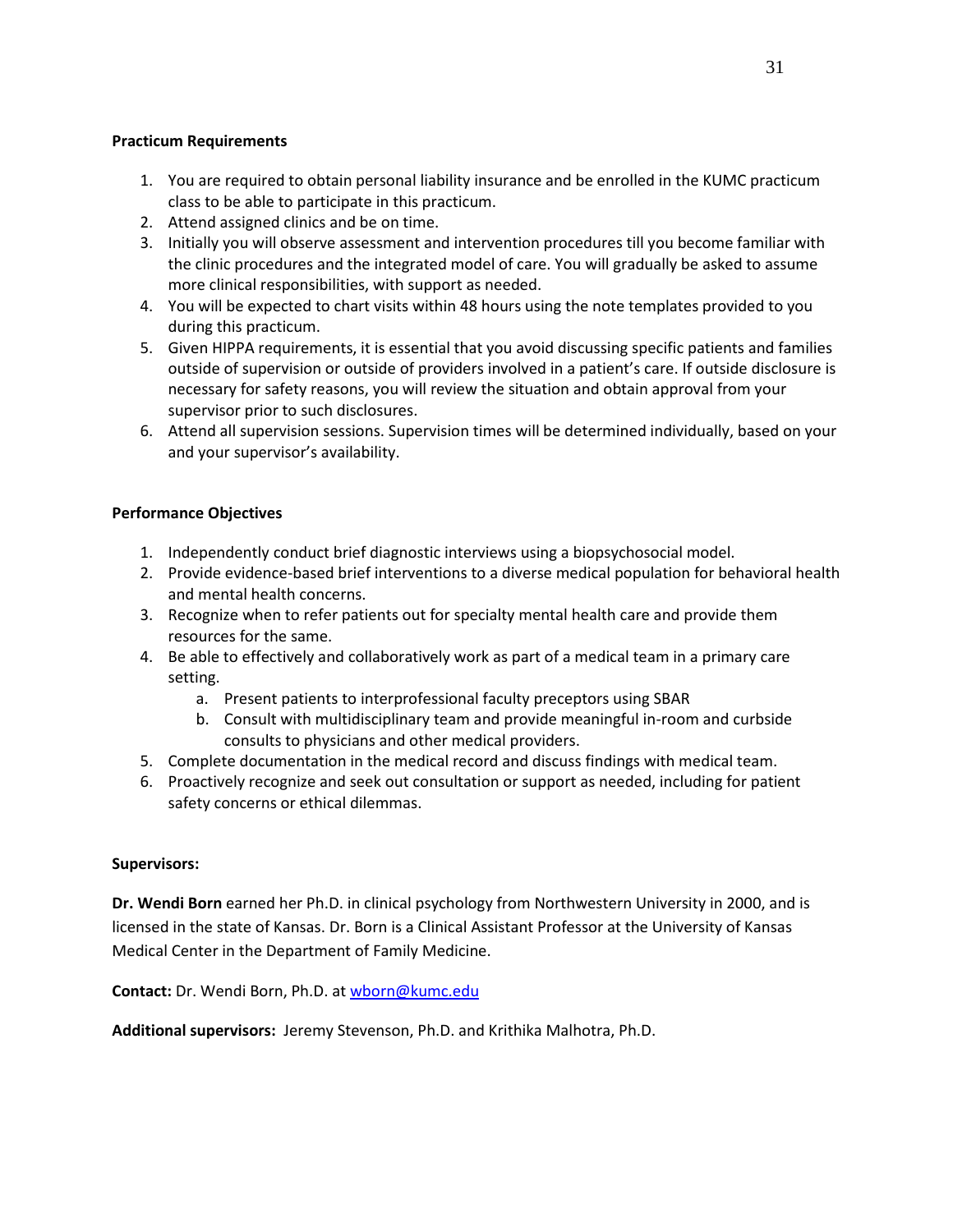**Practicum Requirements**

1. You are required to obtain personal liability insurance and be enrolled in the KUMC practicum class to be able to participate in this practicum.
2. Attend assigned clinics and be on time.
3. Initially you will observe assessment and intervention procedures till you become familiar with the clinic procedures and the integrated model of care. You will gradually be asked to assume more clinical responsibilities, with support as needed.
4. You will be expected to chart visits within 48 hours using the note templates provided to you during this practicum.
5. Given HIPPA requirements, it is essential that you avoid discussing specific patients and families outside of supervision or outside of providers involved in a patient's care. If outside disclosure is necessary for safety reasons, you will review the situation and obtain approval from your supervisor prior to such disclosures.
6. Attend all supervision sessions. Supervision times will be determined individually, based on your and your supervisor's availability.

**Performance Objectives**

1. Independently conduct brief diagnostic interviews using a biopsychosocial model.
2. Provide evidence-based brief interventions to a diverse medical population for behavioral health and mental health concerns.
3. Recognize when to refer patients out for specialty mental health care and provide them resources for the same.
4. Be able to effectively and collaboratively work as part of a medical team in a primary care setting.
   a. Present patients to interprofessional faculty preceptors using SBAR
   b. Consult with multidisciplinary team and provide meaningful in-room and curbside consults to physicians and other medical providers.
5. Complete documentation in the medical record and discuss findings with medical team.
6. Proactively recognize and seek out consultation or support as needed, including for patient safety concerns or ethical dilemmas.

**Supervisors:**

**Dr. Wendi Born** earned her Ph.D. in clinical psychology from Northwestern University in 2000, and is licensed in the state of Kansas. Dr. Born is a Clinical Assistant Professor at the University of Kansas Medical Center in the Department of Family Medicine.

**Contact:** Dr. Wendi Born, Ph.D. at wborn@kumc.edu

**Additional supervisors:** Jeremy Stevenson, Ph.D. and Krithika Malhotra, Ph.D.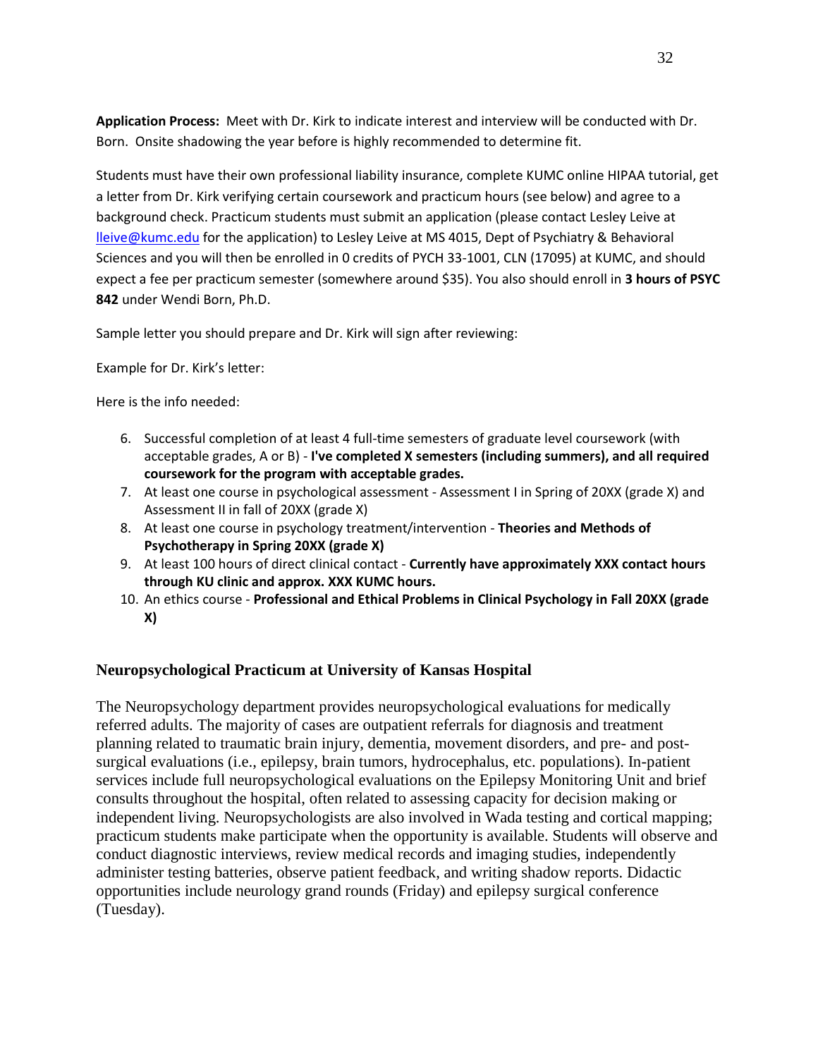**Application Process:** Meet with Dr. Kirk to indicate interest and interview will be conducted with Dr. Born. Onsite shadowing the year before is highly recommended to determine fit.

Students must have their own professional liability insurance, complete KUMC online HIPAA tutorial, get a letter from Dr. Kirk verifying certain coursework and practicum hours (see below) and agree to a background check. Practicum students must submit an application (please contact Lesley Leive at lleive@kumc.edu for the application) to Lesley Leive at MS 4015, Dept of Psychiatry & Behavioral Sciences and you will then be enrolled in 0 credits of PYCH 33-1001, CLN (17095) at KUMC, and should expect a fee per practicum semester (somewhere around $35). You also should enroll in **3 hours of PSYC 842** under Wendi Born, Ph.D.

Sample letter you should prepare and Dr. Kirk will sign after reviewing:

Example for Dr. Kirk's letter:

Here is the info needed:

6. Successful completion of at least 4 full-time semesters of graduate level coursework (with acceptable grades, A or B) - **I've completed X semesters (including summers), and all required coursework for the program with acceptable grades.**
7. At least one course in psychological assessment - Assessment I in Spring of 20XX (grade X) and Assessment II in fall of 20XX (grade X)
8. At least one course in psychology treatment/intervention - **Theories and Methods of Psychotherapy in Spring 20XX (grade X)**
9. At least 100 hours of direct clinical contact - **Currently have approximately XXX contact hours through KU clinic and approx. XXX KUMC hours.**
10. An ethics course - **Professional and Ethical Problems in Clinical Psychology in Fall 20XX (grade X)**

## Neuropsychological Practicum at University of Kansas Hospital

The Neuropsychology department provides neuropsychological evaluations for medically referred adults. The majority of cases are outpatient referrals for diagnosis and treatment planning related to traumatic brain injury, dementia, movement disorders, and pre- and post-surgical evaluations (i.e., epilepsy, brain tumors, hydrocephalus, etc. populations). In-patient services include full neuropsychological evaluations on the Epilepsy Monitoring Unit and brief consults throughout the hospital, often related to assessing capacity for decision making or independent living. Neuropsychologists are also involved in Wada testing and cortical mapping; practicum students make participate when the opportunity is available. Students will observe and conduct diagnostic interviews, review medical records and imaging studies, independently administer testing batteries, observe patient feedback, and writing shadow reports. Didactic opportunities include neurology grand rounds (Friday) and epilepsy surgical conference (Tuesday).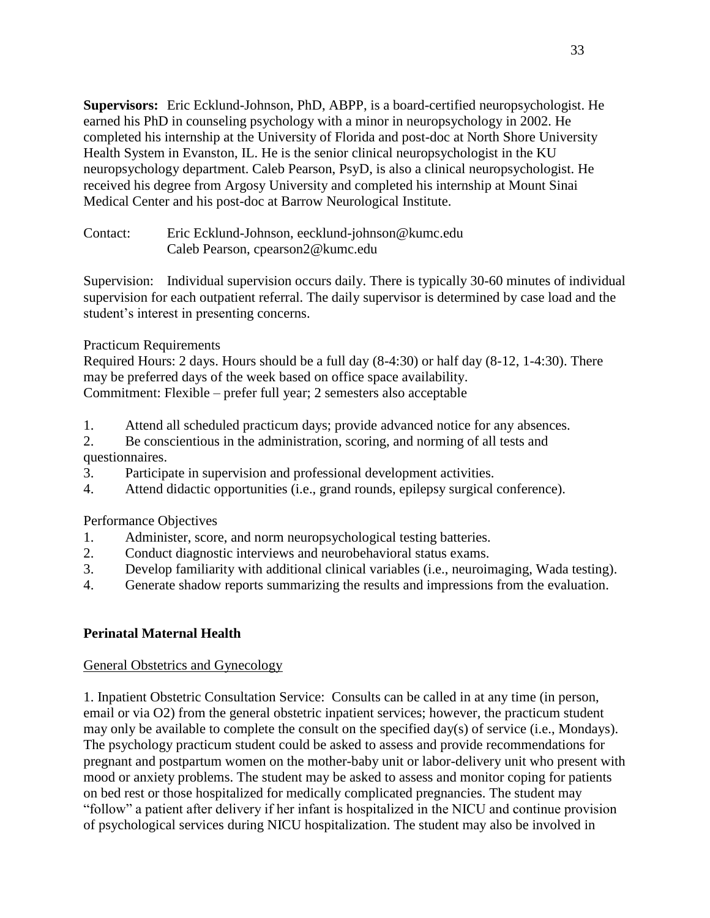**Supervisors:** Eric Ecklund-Johnson, PhD, ABPP, is a board-certified neuropsychologist. He earned his PhD in counseling psychology with a minor in neuropsychology in 2002. He completed his internship at the University of Florida and post-doc at North Shore University Health System in Evanston, IL. He is the senior clinical neuropsychologist in the KU neuropsychology department. Caleb Pearson, PsyD, is also a clinical neuropsychologist. He received his degree from Argosy University and completed his internship at Mount Sinai Medical Center and his post-doc at Barrow Neurological Institute.

Contact: Eric Ecklund-Johnson, eecklund-johnson@kumc.edu
Caleb Pearson, cpearson2@kumc.edu

Supervision: Individual supervision occurs daily. There is typically 30-60 minutes of individual supervision for each outpatient referral. The daily supervisor is determined by case load and the student's interest in presenting concerns.

Practicum Requirements
Required Hours: 2 days. Hours should be a full day (8-4:30) or half day (8-12, 1-4:30). There may be preferred days of the week based on office space availability.
Commitment: Flexible – prefer full year; 2 semesters also acceptable

1. Attend all scheduled practicum days; provide advanced notice for any absences.
2. Be conscientious in the administration, scoring, and norming of all tests and questionnaires.
3. Participate in supervision and professional development activities.
4. Attend didactic opportunities (i.e., grand rounds, epilepsy surgical conference).

Performance Objectives
1. Administer, score, and norm neuropsychological testing batteries.
2. Conduct diagnostic interviews and neurobehavioral status exams.
3. Develop familiarity with additional clinical variables (i.e., neuroimaging, Wada testing).
4. Generate shadow reports summarizing the results and impressions from the evaluation.

## Perinatal Maternal Health

General Obstetrics and Gynecology

1. Inpatient Obstetric Consultation Service: Consults can be called in at any time (in person, email or via O2) from the general obstetric inpatient services; however, the practicum student may only be available to complete the consult on the specified day(s) of service (i.e., Mondays). The psychology practicum student could be asked to assess and provide recommendations for pregnant and postpartum women on the mother-baby unit or labor-delivery unit who present with mood or anxiety problems. The student may be asked to assess and monitor coping for patients on bed rest or those hospitalized for medically complicated pregnancies. The student may "follow" a patient after delivery if her infant is hospitalized in the NICU and continue provision of psychological services during NICU hospitalization. The student may also be involved in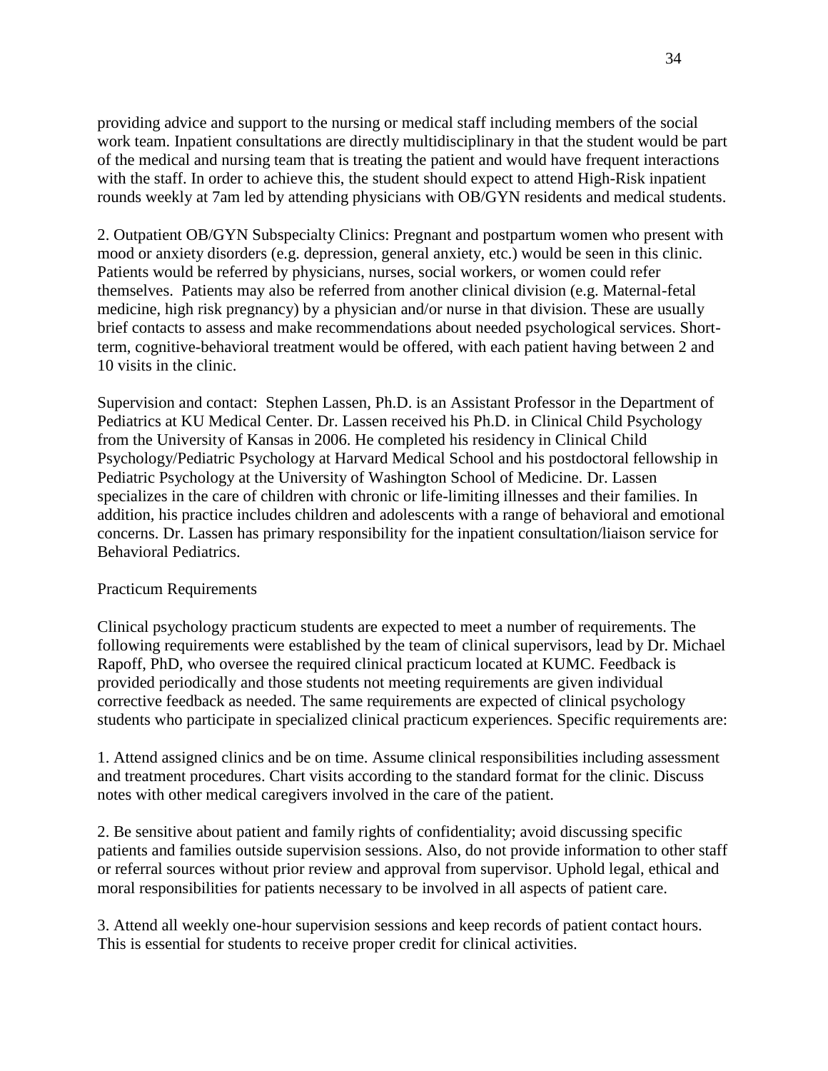providing advice and support to the nursing or medical staff including members of the social work team. Inpatient consultations are directly multidisciplinary in that the student would be part of the medical and nursing team that is treating the patient and would have frequent interactions with the staff. In order to achieve this, the student should expect to attend High-Risk inpatient rounds weekly at 7am led by attending physicians with OB/GYN residents and medical students.

2. Outpatient OB/GYN Subspecialty Clinics: Pregnant and postpartum women who present with mood or anxiety disorders (e.g. depression, general anxiety, etc.) would be seen in this clinic. Patients would be referred by physicians, nurses, social workers, or women could refer themselves. Patients may also be referred from another clinical division (e.g. Maternal-fetal medicine, high risk pregnancy) by a physician and/or nurse in that division. These are usually brief contacts to assess and make recommendations about needed psychological services. Short-term, cognitive-behavioral treatment would be offered, with each patient having between 2 and 10 visits in the clinic.

Supervision and contact: Stephen Lassen, Ph.D. is an Assistant Professor in the Department of Pediatrics at KU Medical Center. Dr. Lassen received his Ph.D. in Clinical Child Psychology from the University of Kansas in 2006. He completed his residency in Clinical Child Psychology/Pediatric Psychology at Harvard Medical School and his postdoctoral fellowship in Pediatric Psychology at the University of Washington School of Medicine. Dr. Lassen specializes in the care of children with chronic or life-limiting illnesses and their families. In addition, his practice includes children and adolescents with a range of behavioral and emotional concerns. Dr. Lassen has primary responsibility for the inpatient consultation/liaison service for Behavioral Pediatrics.

Practicum Requirements

Clinical psychology practicum students are expected to meet a number of requirements. The following requirements were established by the team of clinical supervisors, lead by Dr. Michael Rapoff, PhD, who oversee the required clinical practicum located at KUMC. Feedback is provided periodically and those students not meeting requirements are given individual corrective feedback as needed. The same requirements are expected of clinical psychology students who participate in specialized clinical practicum experiences. Specific requirements are:

1. Attend assigned clinics and be on time. Assume clinical responsibilities including assessment and treatment procedures. Chart visits according to the standard format for the clinic. Discuss notes with other medical caregivers involved in the care of the patient.

2. Be sensitive about patient and family rights of confidentiality; avoid discussing specific patients and families outside supervision sessions. Also, do not provide information to other staff or referral sources without prior review and approval from supervisor. Uphold legal, ethical and moral responsibilities for patients necessary to be involved in all aspects of patient care.

3. Attend all weekly one-hour supervision sessions and keep records of patient contact hours. This is essential for students to receive proper credit for clinical activities.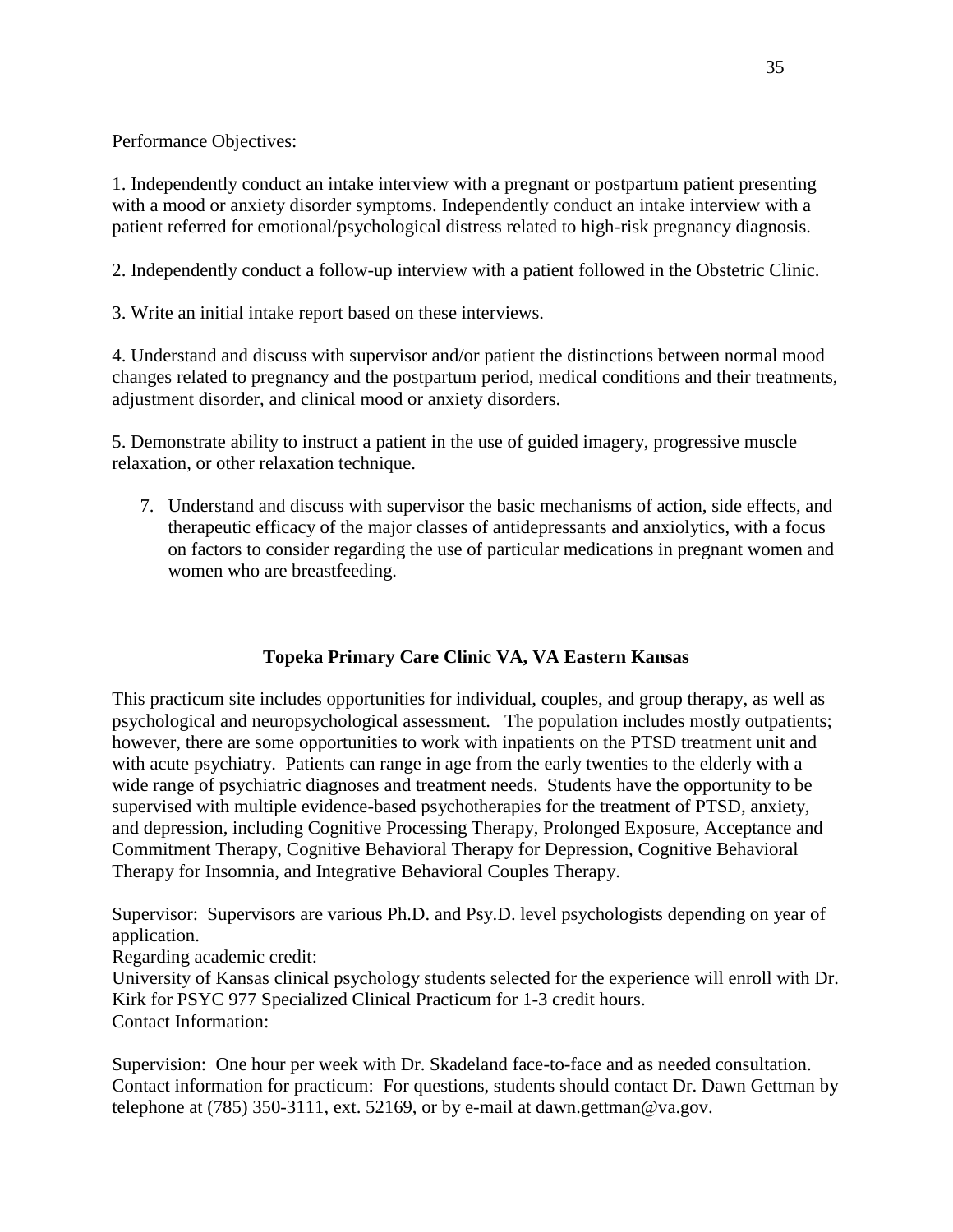Performance Objectives:

1. Independently conduct an intake interview with a pregnant or postpartum patient presenting with a mood or anxiety disorder symptoms. Independently conduct an intake interview with a patient referred for emotional/psychological distress related to high-risk pregnancy diagnosis.

2. Independently conduct a follow-up interview with a patient followed in the Obstetric Clinic.

3. Write an initial intake report based on these interviews.

4. Understand and discuss with supervisor and/or patient the distinctions between normal mood changes related to pregnancy and the postpartum period, medical conditions and their treatments, adjustment disorder, and clinical mood or anxiety disorders.

5. Demonstrate ability to instruct a patient in the use of guided imagery, progressive muscle relaxation, or other relaxation technique.

7. Understand and discuss with supervisor the basic mechanisms of action, side effects, and therapeutic efficacy of the major classes of antidepressants and anxiolytics, with a focus on factors to consider regarding the use of particular medications in pregnant women and women who are breastfeeding.

### Topeka Primary Care Clinic VA, VA Eastern Kansas

This practicum site includes opportunities for individual, couples, and group therapy, as well as psychological and neuropsychological assessment. The population includes mostly outpatients; however, there are some opportunities to work with inpatients on the PTSD treatment unit and with acute psychiatry. Patients can range in age from the early twenties to the elderly with a wide range of psychiatric diagnoses and treatment needs. Students have the opportunity to be supervised with multiple evidence-based psychotherapies for the treatment of PTSD, anxiety, and depression, including Cognitive Processing Therapy, Prolonged Exposure, Acceptance and Commitment Therapy, Cognitive Behavioral Therapy for Depression, Cognitive Behavioral Therapy for Insomnia, and Integrative Behavioral Couples Therapy.

Supervisor: Supervisors are various Ph.D. and Psy.D. level psychologists depending on year of application.
Regarding academic credit:
University of Kansas clinical psychology students selected for the experience will enroll with Dr. Kirk for PSYC 977 Specialized Clinical Practicum for 1-3 credit hours.
Contact Information:

Supervision: One hour per week with Dr. Skadeland face-to-face and as needed consultation.
Contact information for practicum: For questions, students should contact Dr. Dawn Gettman by telephone at (785) 350-3111, ext. 52169, or by e-mail at dawn.gettman@va.gov.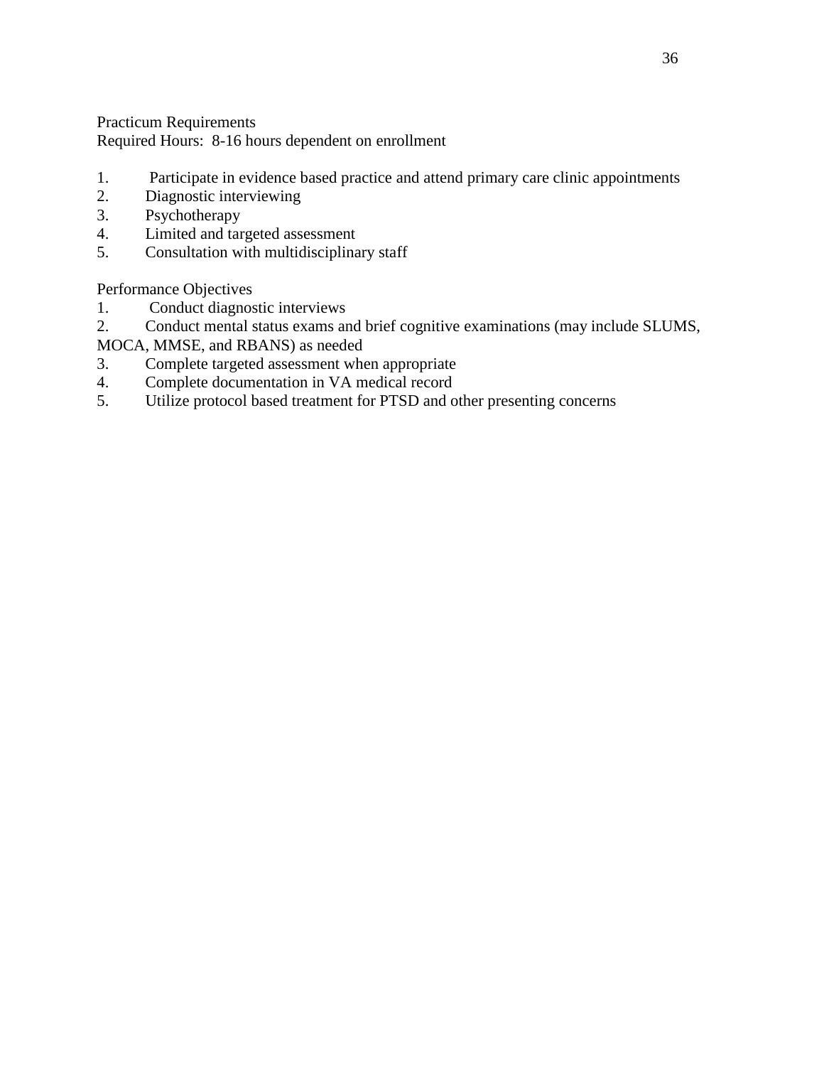Practicum Requirements
Required Hours: 8-16 hours dependent on enrollment

1. Participate in evidence based practice and attend primary care clinic appointments
2. Diagnostic interviewing
3. Psychotherapy
4. Limited and targeted assessment
5. Consultation with multidisciplinary staff

Performance Objectives

1. Conduct diagnostic interviews
2. Conduct mental status exams and brief cognitive examinations (may include SLUMS, MOCA, MMSE, and RBANS) as needed
3. Complete targeted assessment when appropriate
4. Complete documentation in VA medical record
5. Utilize protocol based treatment for PTSD and other presenting concerns